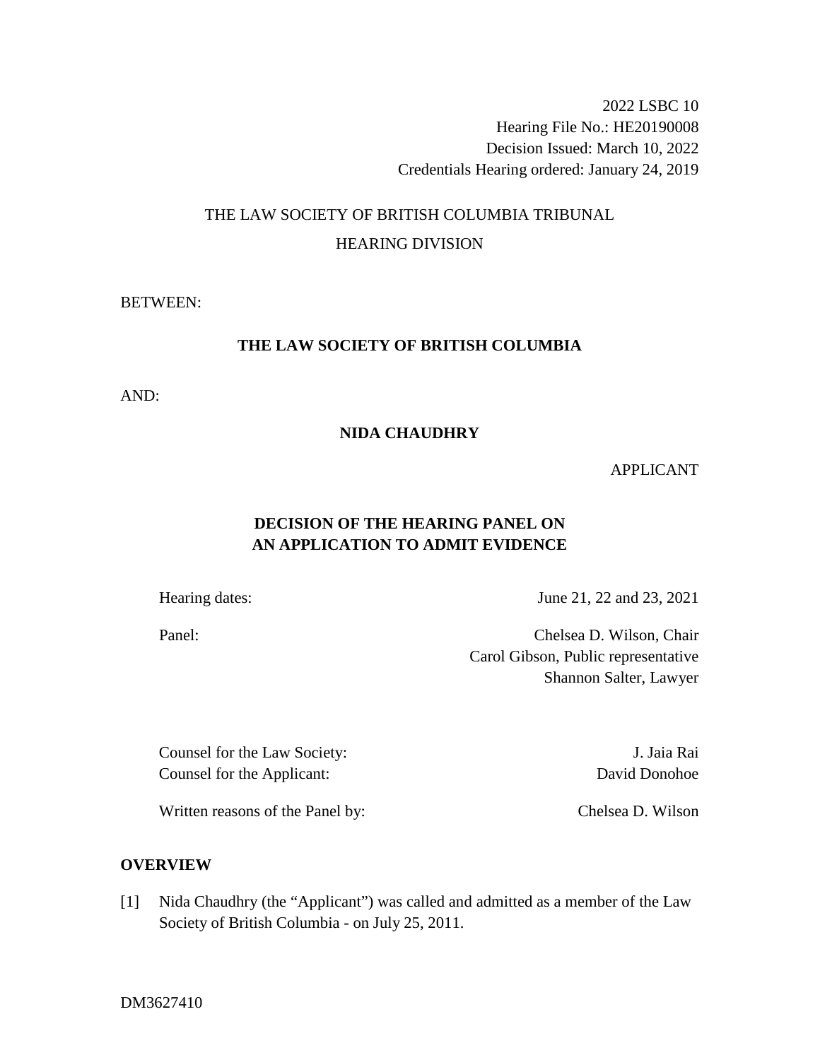2022 LSBC 10
Hearing File No.: HE20190008
Decision Issued: March 10, 2022
Credentials Hearing ordered: January 24, 2019

THE LAW SOCIETY OF BRITISH COLUMBIA TRIBUNAL

HEARING DIVISION

BETWEEN:

**THE LAW SOCIETY OF BRITISH COLUMBIA**

AND:

**NIDA CHAUDHRY**

APPLICANT

**DECISION OF THE HEARING PANEL ON AN APPLICATION TO ADMIT EVIDENCE**

| | |
|---|---|
| Hearing dates: | June 21, 22 and 23, 2021 |
| Panel: | Chelsea D. Wilson, Chair<br>Carol Gibson, Public representative<br>Shannon Salter, Lawyer |

| | |
|---|---|
| Counsel for the Law Society: | J. Jaia Rai |
| Counsel for the Applicant: | David Donohoe |
| Written reasons of the Panel by: | Chelsea D. Wilson |

## OVERVIEW

[1] Nida Chaudhry (the "Applicant") was called and admitted as a member of the Law Society of British Columbia - on July 25, 2011.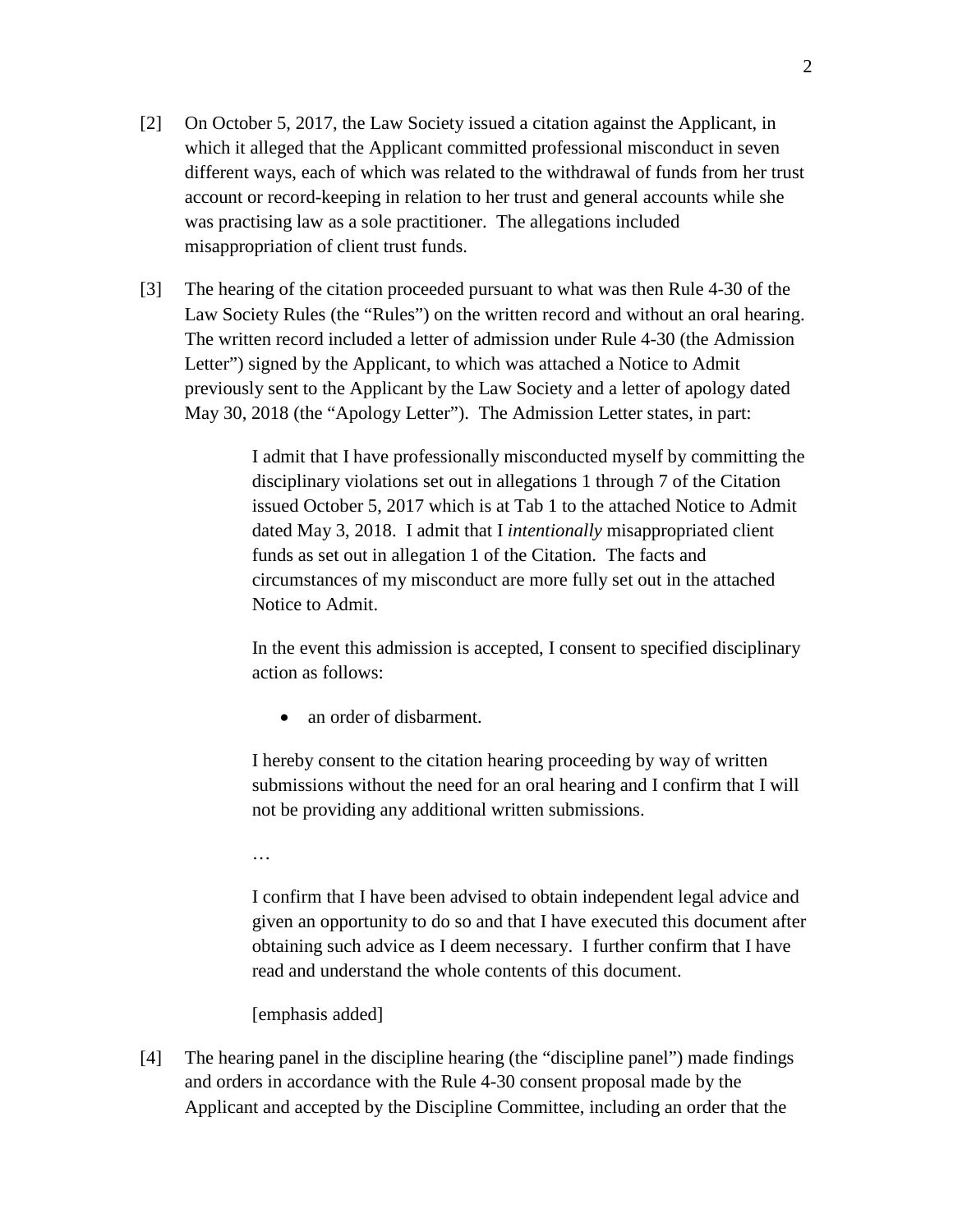[2] On October 5, 2017, the Law Society issued a citation against the Applicant, in which it alleged that the Applicant committed professional misconduct in seven different ways, each of which was related to the withdrawal of funds from her trust account or record-keeping in relation to her trust and general accounts while she was practising law as a sole practitioner. The allegations included misappropriation of client trust funds.

[3] The hearing of the citation proceeded pursuant to what was then Rule 4-30 of the Law Society Rules (the "Rules") on the written record and without an oral hearing. The written record included a letter of admission under Rule 4-30 (the Admission Letter") signed by the Applicant, to which was attached a Notice to Admit previously sent to the Applicant by the Law Society and a letter of apology dated May 30, 2018 (the "Apology Letter"). The Admission Letter states, in part:

> I admit that I have professionally misconducted myself by committing the disciplinary violations set out in allegations 1 through 7 of the Citation issued October 5, 2017 which is at Tab 1 to the attached Notice to Admit dated May 3, 2018. I admit that I *intentionally* misappropriated client funds as set out in allegation 1 of the Citation. The facts and circumstances of my misconduct are more fully set out in the attached Notice to Admit.
>
> In the event this admission is accepted, I consent to specified disciplinary action as follows:
>
> - an order of disbarment.
>
> I hereby consent to the citation hearing proceeding by way of written submissions without the need for an oral hearing and I confirm that I will not be providing any additional written submissions.
>
> …
>
> I confirm that I have been advised to obtain independent legal advice and given an opportunity to do so and that I have executed this document after obtaining such advice as I deem necessary. I further confirm that I have read and understand the whole contents of this document.
>
> [emphasis added]

[4] The hearing panel in the discipline hearing (the "discipline panel") made findings and orders in accordance with the Rule 4-30 consent proposal made by the Applicant and accepted by the Discipline Committee, including an order that the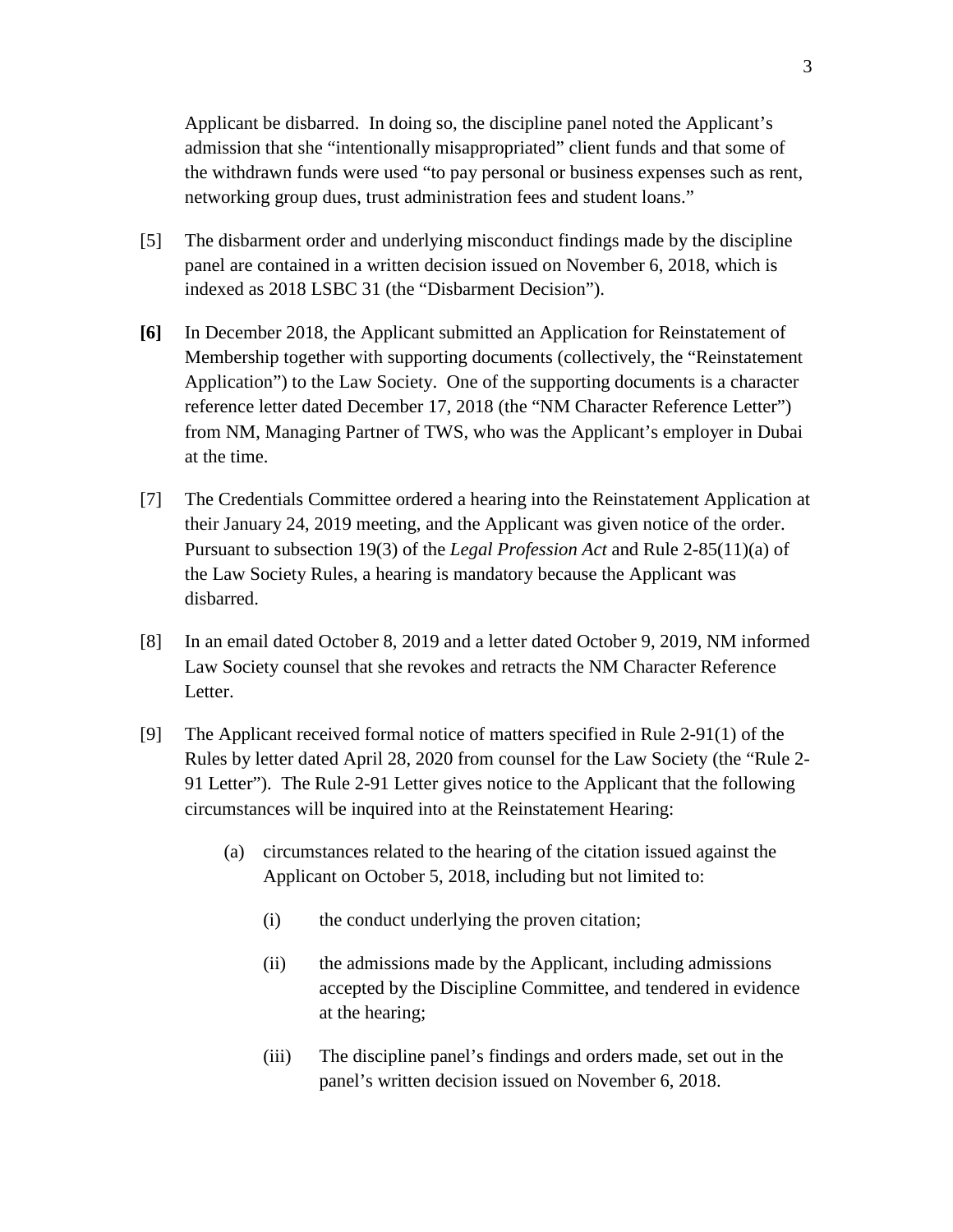Applicant be disbarred. In doing so, the discipline panel noted the Applicant's admission that she "intentionally misappropriated" client funds and that some of the withdrawn funds were used "to pay personal or business expenses such as rent, networking group dues, trust administration fees and student loans."

[5] The disbarment order and underlying misconduct findings made by the discipline panel are contained in a written decision issued on November 6, 2018, which is indexed as 2018 LSBC 31 (the "Disbarment Decision").

**[6]** In December 2018, the Applicant submitted an Application for Reinstatement of Membership together with supporting documents (collectively, the "Reinstatement Application") to the Law Society. One of the supporting documents is a character reference letter dated December 17, 2018 (the "NM Character Reference Letter") from NM, Managing Partner of TWS, who was the Applicant's employer in Dubai at the time.

[7] The Credentials Committee ordered a hearing into the Reinstatement Application at their January 24, 2019 meeting, and the Applicant was given notice of the order. Pursuant to subsection 19(3) of the *Legal Profession Act* and Rule 2-85(11)(a) of the Law Society Rules, a hearing is mandatory because the Applicant was disbarred.

[8] In an email dated October 8, 2019 and a letter dated October 9, 2019, NM informed Law Society counsel that she revokes and retracts the NM Character Reference Letter.

[9] The Applicant received formal notice of matters specified in Rule 2-91(1) of the Rules by letter dated April 28, 2020 from counsel for the Law Society (the "Rule 2-91 Letter"). The Rule 2-91 Letter gives notice to the Applicant that the following circumstances will be inquired into at the Reinstatement Hearing:

(a) circumstances related to the hearing of the citation issued against the Applicant on October 5, 2018, including but not limited to:

(i) the conduct underlying the proven citation;

(ii) the admissions made by the Applicant, including admissions accepted by the Discipline Committee, and tendered in evidence at the hearing;

(iii) The discipline panel's findings and orders made, set out in the panel's written decision issued on November 6, 2018.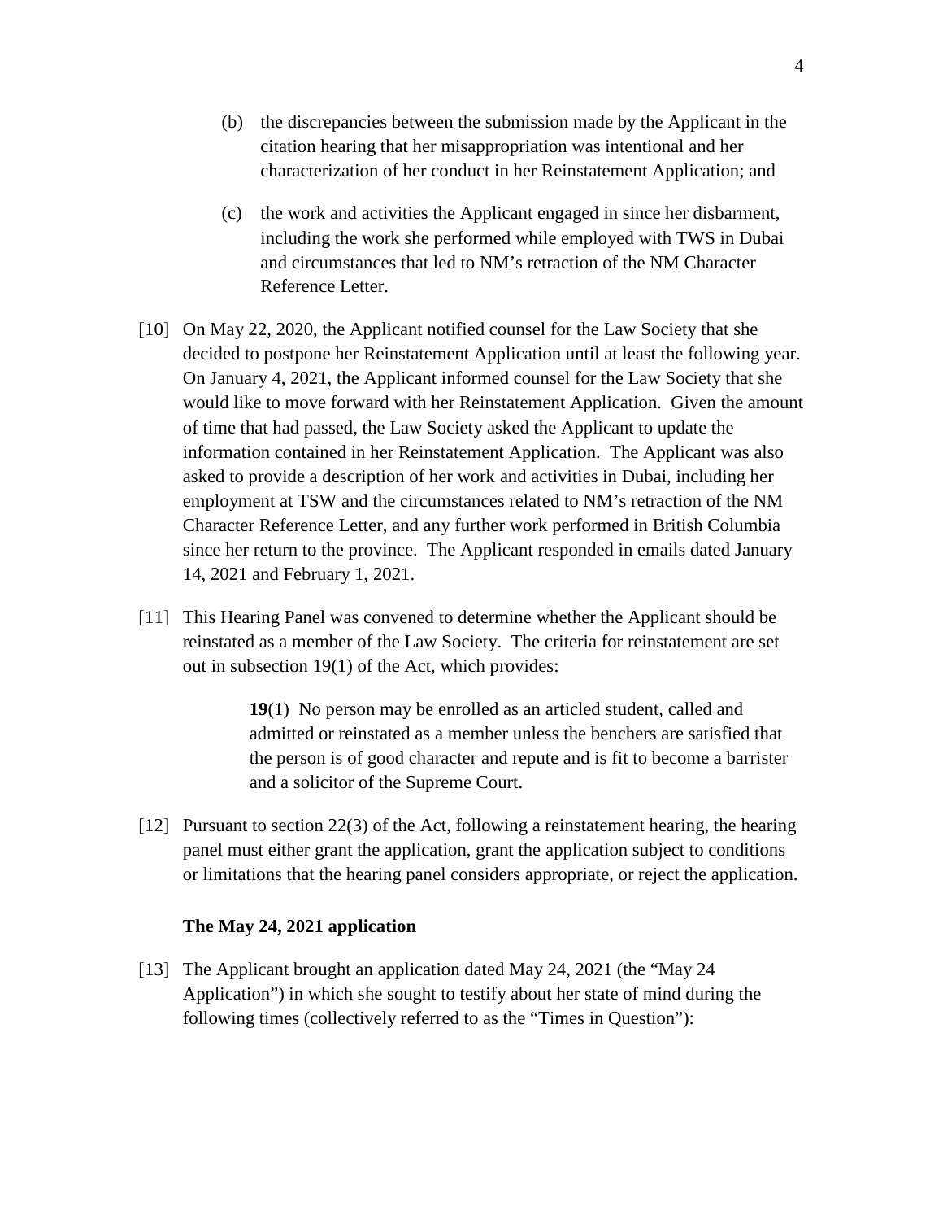(b) the discrepancies between the submission made by the Applicant in the citation hearing that her misappropriation was intentional and her characterization of her conduct in her Reinstatement Application; and

(c) the work and activities the Applicant engaged in since her disbarment, including the work she performed while employed with TWS in Dubai and circumstances that led to NM's retraction of the NM Character Reference Letter.

[10] On May 22, 2020, the Applicant notified counsel for the Law Society that she decided to postpone her Reinstatement Application until at least the following year. On January 4, 2021, the Applicant informed counsel for the Law Society that she would like to move forward with her Reinstatement Application. Given the amount of time that had passed, the Law Society asked the Applicant to update the information contained in her Reinstatement Application. The Applicant was also asked to provide a description of her work and activities in Dubai, including her employment at TSW and the circumstances related to NM's retraction of the NM Character Reference Letter, and any further work performed in British Columbia since her return to the province. The Applicant responded in emails dated January 14, 2021 and February 1, 2021.

[11] This Hearing Panel was convened to determine whether the Applicant should be reinstated as a member of the Law Society. The criteria for reinstatement are set out in subsection 19(1) of the Act, which provides:

> **19**(1) No person may be enrolled as an articled student, called and admitted or reinstated as a member unless the benchers are satisfied that the person is of good character and repute and is fit to become a barrister and a solicitor of the Supreme Court.

[12] Pursuant to section 22(3) of the Act, following a reinstatement hearing, the hearing panel must either grant the application, grant the application subject to conditions or limitations that the hearing panel considers appropriate, or reject the application.

**The May 24, 2021 application**

[13] The Applicant brought an application dated May 24, 2021 (the "May 24 Application") in which she sought to testify about her state of mind during the following times (collectively referred to as the "Times in Question"):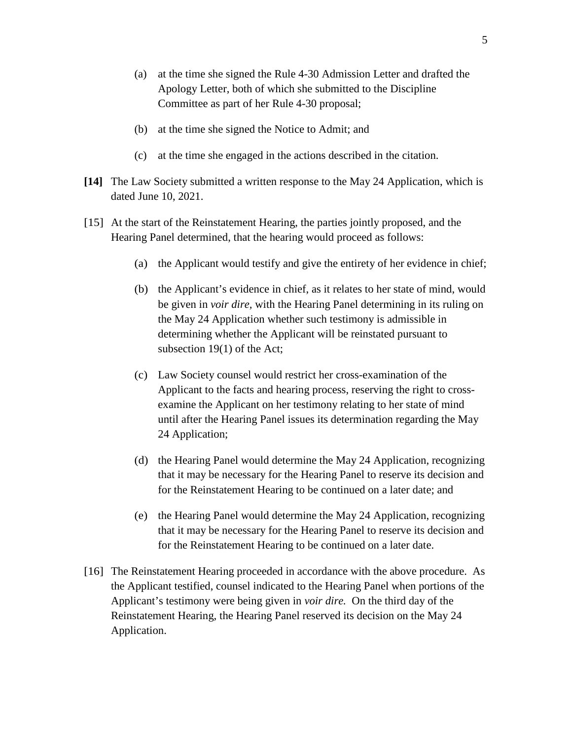(a) at the time she signed the Rule 4-30 Admission Letter and drafted the Apology Letter, both of which she submitted to the Discipline Committee as part of her Rule 4-30 proposal;

(b) at the time she signed the Notice to Admit; and

(c) at the time she engaged in the actions described in the citation.

**[14]** The Law Society submitted a written response to the May 24 Application, which is dated June 10, 2021.

[15] At the start of the Reinstatement Hearing, the parties jointly proposed, and the Hearing Panel determined, that the hearing would proceed as follows:

(a) the Applicant would testify and give the entirety of her evidence in chief;

(b) the Applicant's evidence in chief, as it relates to her state of mind, would be given in *voir dire,* with the Hearing Panel determining in its ruling on the May 24 Application whether such testimony is admissible in determining whether the Applicant will be reinstated pursuant to subsection 19(1) of the Act;

(c) Law Society counsel would restrict her cross-examination of the Applicant to the facts and hearing process, reserving the right to cross-examine the Applicant on her testimony relating to her state of mind until after the Hearing Panel issues its determination regarding the May 24 Application;

(d) the Hearing Panel would determine the May 24 Application, recognizing that it may be necessary for the Hearing Panel to reserve its decision and for the Reinstatement Hearing to be continued on a later date; and

(e) the Hearing Panel would determine the May 24 Application, recognizing that it may be necessary for the Hearing Panel to reserve its decision and for the Reinstatement Hearing to be continued on a later date.

[16] The Reinstatement Hearing proceeded in accordance with the above procedure. As the Applicant testified, counsel indicated to the Hearing Panel when portions of the Applicant's testimony were being given in *voir dire.* On the third day of the Reinstatement Hearing, the Hearing Panel reserved its decision on the May 24 Application.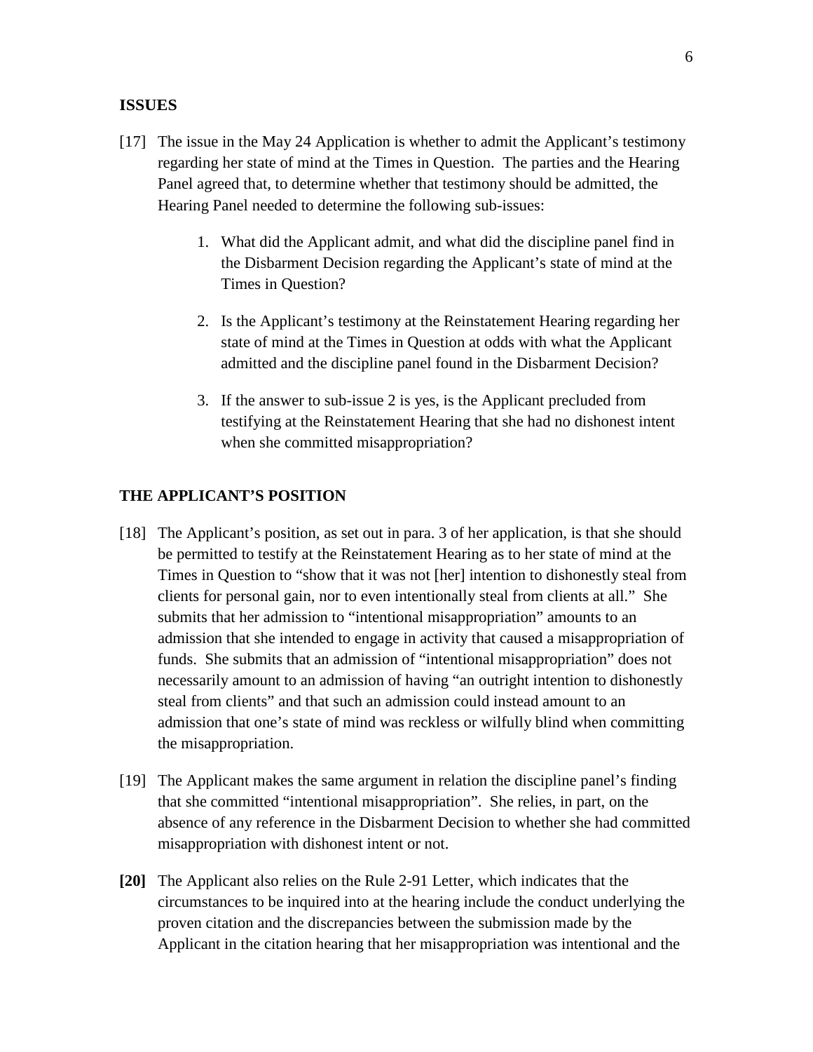## ISSUES

[17] The issue in the May 24 Application is whether to admit the Applicant's testimony regarding her state of mind at the Times in Question. The parties and the Hearing Panel agreed that, to determine whether that testimony should be admitted, the Hearing Panel needed to determine the following sub-issues:

1. What did the Applicant admit, and what did the discipline panel find in the Disbarment Decision regarding the Applicant's state of mind at the Times in Question?

2. Is the Applicant's testimony at the Reinstatement Hearing regarding her state of mind at the Times in Question at odds with what the Applicant admitted and the discipline panel found in the Disbarment Decision?

3. If the answer to sub-issue 2 is yes, is the Applicant precluded from testifying at the Reinstatement Hearing that she had no dishonest intent when she committed misappropriation?

## THE APPLICANT'S POSITION

[18] The Applicant's position, as set out in para. 3 of her application, is that she should be permitted to testify at the Reinstatement Hearing as to her state of mind at the Times in Question to "show that it was not [her] intention to dishonestly steal from clients for personal gain, nor to even intentionally steal from clients at all." She submits that her admission to "intentional misappropriation" amounts to an admission that she intended to engage in activity that caused a misappropriation of funds. She submits that an admission of "intentional misappropriation" does not necessarily amount to an admission of having "an outright intention to dishonestly steal from clients" and that such an admission could instead amount to an admission that one's state of mind was reckless or wilfully blind when committing the misappropriation.

[19] The Applicant makes the same argument in relation the discipline panel's finding that she committed "intentional misappropriation". She relies, in part, on the absence of any reference in the Disbarment Decision to whether she had committed misappropriation with dishonest intent or not.

**[20]** The Applicant also relies on the Rule 2-91 Letter, which indicates that the circumstances to be inquired into at the hearing include the conduct underlying the proven citation and the discrepancies between the submission made by the Applicant in the citation hearing that her misappropriation was intentional and the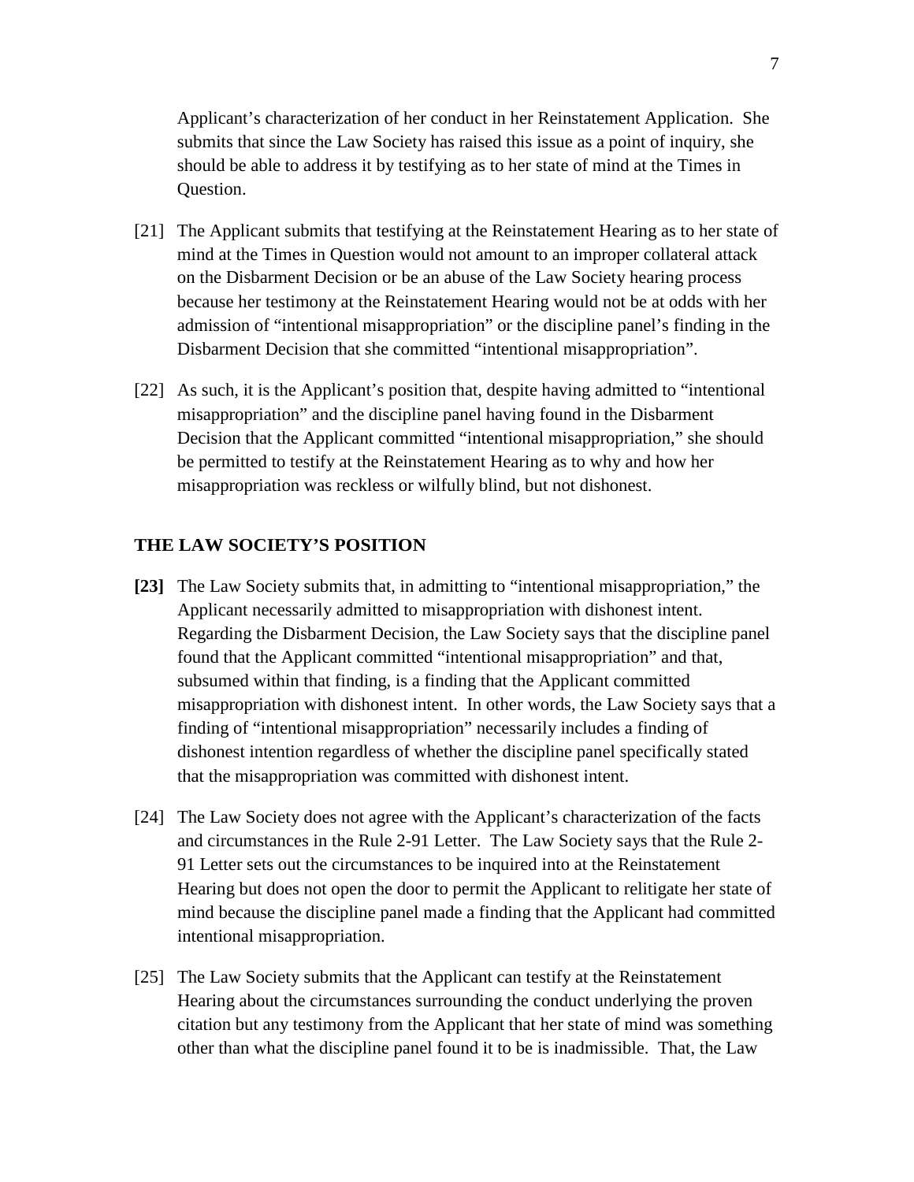Applicant's characterization of her conduct in her Reinstatement Application. She submits that since the Law Society has raised this issue as a point of inquiry, she should be able to address it by testifying as to her state of mind at the Times in Question.

[21] The Applicant submits that testifying at the Reinstatement Hearing as to her state of mind at the Times in Question would not amount to an improper collateral attack on the Disbarment Decision or be an abuse of the Law Society hearing process because her testimony at the Reinstatement Hearing would not be at odds with her admission of "intentional misappropriation" or the discipline panel's finding in the Disbarment Decision that she committed "intentional misappropriation".

[22] As such, it is the Applicant's position that, despite having admitted to "intentional misappropriation" and the discipline panel having found in the Disbarment Decision that the Applicant committed "intentional misappropriation," she should be permitted to testify at the Reinstatement Hearing as to why and how her misappropriation was reckless or wilfully blind, but not dishonest.

## THE LAW SOCIETY'S POSITION

**[23]** The Law Society submits that, in admitting to "intentional misappropriation," the Applicant necessarily admitted to misappropriation with dishonest intent. Regarding the Disbarment Decision, the Law Society says that the discipline panel found that the Applicant committed "intentional misappropriation" and that, subsumed within that finding, is a finding that the Applicant committed misappropriation with dishonest intent. In other words, the Law Society says that a finding of "intentional misappropriation" necessarily includes a finding of dishonest intention regardless of whether the discipline panel specifically stated that the misappropriation was committed with dishonest intent.

[24] The Law Society does not agree with the Applicant's characterization of the facts and circumstances in the Rule 2-91 Letter. The Law Society says that the Rule 2-91 Letter sets out the circumstances to be inquired into at the Reinstatement Hearing but does not open the door to permit the Applicant to relitigate her state of mind because the discipline panel made a finding that the Applicant had committed intentional misappropriation.

[25] The Law Society submits that the Applicant can testify at the Reinstatement Hearing about the circumstances surrounding the conduct underlying the proven citation but any testimony from the Applicant that her state of mind was something other than what the discipline panel found it to be is inadmissible. That, the Law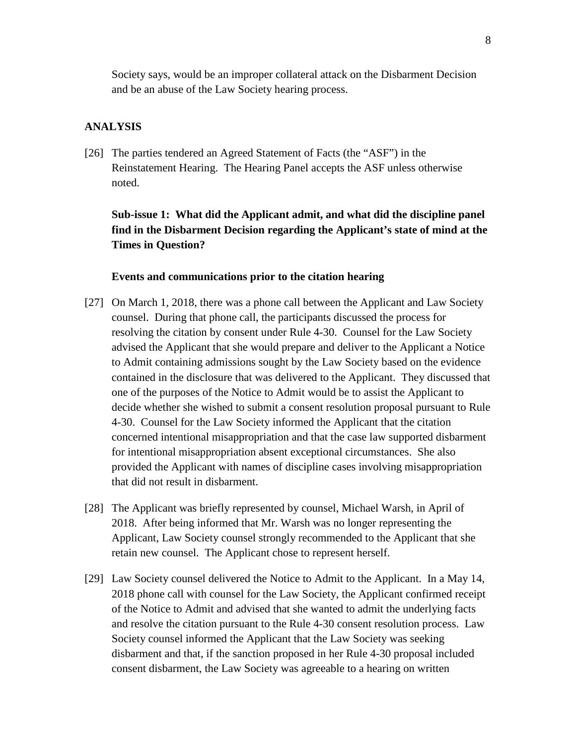Society says, would be an improper collateral attack on the Disbarment Decision and be an abuse of the Law Society hearing process.

## ANALYSIS

[26] The parties tendered an Agreed Statement of Facts (the "ASF") in the Reinstatement Hearing. The Hearing Panel accepts the ASF unless otherwise noted.

### Sub-issue 1: What did the Applicant admit, and what did the discipline panel find in the Disbarment Decision regarding the Applicant's state of mind at the Times in Question?

#### Events and communications prior to the citation hearing

[27] On March 1, 2018, there was a phone call between the Applicant and Law Society counsel. During that phone call, the participants discussed the process for resolving the citation by consent under Rule 4-30. Counsel for the Law Society advised the Applicant that she would prepare and deliver to the Applicant a Notice to Admit containing admissions sought by the Law Society based on the evidence contained in the disclosure that was delivered to the Applicant. They discussed that one of the purposes of the Notice to Admit would be to assist the Applicant to decide whether she wished to submit a consent resolution proposal pursuant to Rule 4-30. Counsel for the Law Society informed the Applicant that the citation concerned intentional misappropriation and that the case law supported disbarment for intentional misappropriation absent exceptional circumstances. She also provided the Applicant with names of discipline cases involving misappropriation that did not result in disbarment.

[28] The Applicant was briefly represented by counsel, Michael Warsh, in April of 2018. After being informed that Mr. Warsh was no longer representing the Applicant, Law Society counsel strongly recommended to the Applicant that she retain new counsel. The Applicant chose to represent herself.

[29] Law Society counsel delivered the Notice to Admit to the Applicant. In a May 14, 2018 phone call with counsel for the Law Society, the Applicant confirmed receipt of the Notice to Admit and advised that she wanted to admit the underlying facts and resolve the citation pursuant to the Rule 4-30 consent resolution process. Law Society counsel informed the Applicant that the Law Society was seeking disbarment and that, if the sanction proposed in her Rule 4-30 proposal included consent disbarment, the Law Society was agreeable to a hearing on written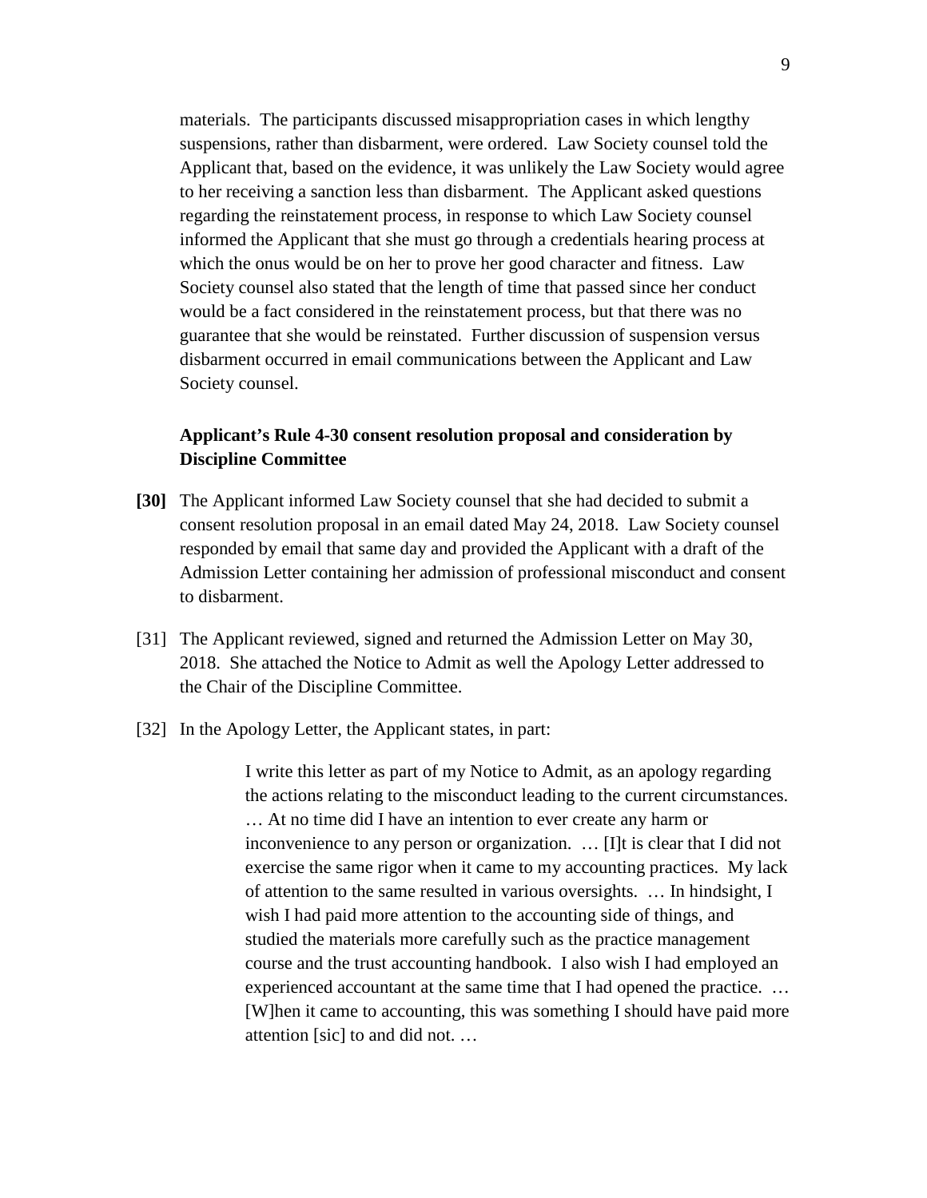materials. The participants discussed misappropriation cases in which lengthy suspensions, rather than disbarment, were ordered. Law Society counsel told the Applicant that, based on the evidence, it was unlikely the Law Society would agree to her receiving a sanction less than disbarment. The Applicant asked questions regarding the reinstatement process, in response to which Law Society counsel informed the Applicant that she must go through a credentials hearing process at which the onus would be on her to prove her good character and fitness. Law Society counsel also stated that the length of time that passed since her conduct would be a fact considered in the reinstatement process, but that there was no guarantee that she would be reinstated. Further discussion of suspension versus disbarment occurred in email communications between the Applicant and Law Society counsel.

### Applicant's Rule 4-30 consent resolution proposal and consideration by Discipline Committee

**[30]** The Applicant informed Law Society counsel that she had decided to submit a consent resolution proposal in an email dated May 24, 2018. Law Society counsel responded by email that same day and provided the Applicant with a draft of the Admission Letter containing her admission of professional misconduct and consent to disbarment.

[31] The Applicant reviewed, signed and returned the Admission Letter on May 30, 2018. She attached the Notice to Admit as well the Apology Letter addressed to the Chair of the Discipline Committee.

[32] In the Apology Letter, the Applicant states, in part:

> I write this letter as part of my Notice to Admit, as an apology regarding the actions relating to the misconduct leading to the current circumstances. … At no time did I have an intention to ever create any harm or inconvenience to any person or organization. … [I]t is clear that I did not exercise the same rigor when it came to my accounting practices. My lack of attention to the same resulted in various oversights. … In hindsight, I wish I had paid more attention to the accounting side of things, and studied the materials more carefully such as the practice management course and the trust accounting handbook. I also wish I had employed an experienced accountant at the same time that I had opened the practice. … [W]hen it came to accounting, this was something I should have paid more attention [sic] to and did not. …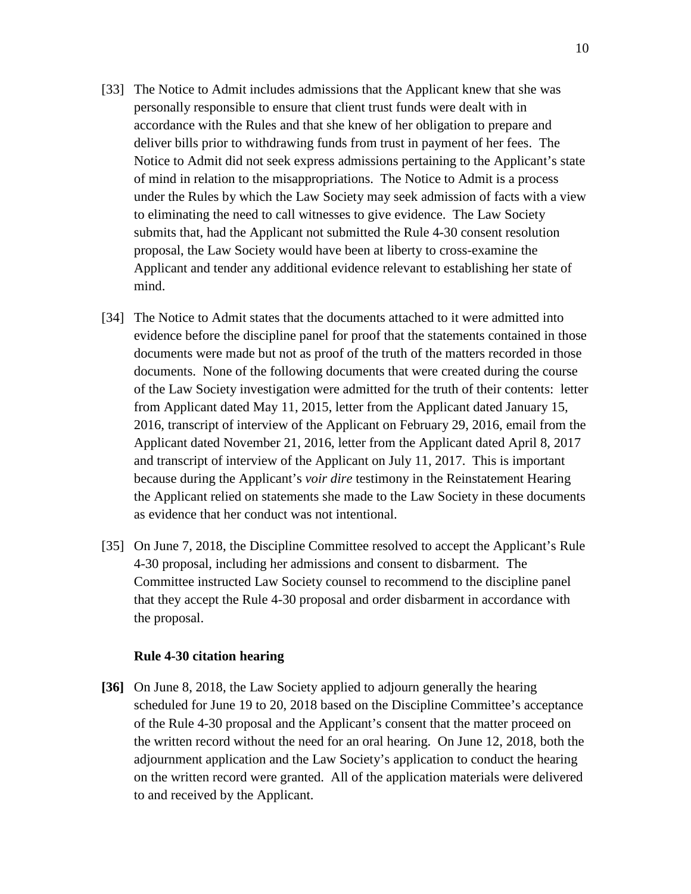[33] The Notice to Admit includes admissions that the Applicant knew that she was personally responsible to ensure that client trust funds were dealt with in accordance with the Rules and that she knew of her obligation to prepare and deliver bills prior to withdrawing funds from trust in payment of her fees. The Notice to Admit did not seek express admissions pertaining to the Applicant's state of mind in relation to the misappropriations. The Notice to Admit is a process under the Rules by which the Law Society may seek admission of facts with a view to eliminating the need to call witnesses to give evidence. The Law Society submits that, had the Applicant not submitted the Rule 4-30 consent resolution proposal, the Law Society would have been at liberty to cross-examine the Applicant and tender any additional evidence relevant to establishing her state of mind.

[34] The Notice to Admit states that the documents attached to it were admitted into evidence before the discipline panel for proof that the statements contained in those documents were made but not as proof of the truth of the matters recorded in those documents. None of the following documents that were created during the course of the Law Society investigation were admitted for the truth of their contents: letter from Applicant dated May 11, 2015, letter from the Applicant dated January 15, 2016, transcript of interview of the Applicant on February 29, 2016, email from the Applicant dated November 21, 2016, letter from the Applicant dated April 8, 2017 and transcript of interview of the Applicant on July 11, 2017. This is important because during the Applicant's *voir dire* testimony in the Reinstatement Hearing the Applicant relied on statements she made to the Law Society in these documents as evidence that her conduct was not intentional.

[35] On June 7, 2018, the Discipline Committee resolved to accept the Applicant's Rule 4-30 proposal, including her admissions and consent to disbarment. The Committee instructed Law Society counsel to recommend to the discipline panel that they accept the Rule 4-30 proposal and order disbarment in accordance with the proposal.

### Rule 4-30 citation hearing

**[36]** On June 8, 2018, the Law Society applied to adjourn generally the hearing scheduled for June 19 to 20, 2018 based on the Discipline Committee's acceptance of the Rule 4-30 proposal and the Applicant's consent that the matter proceed on the written record without the need for an oral hearing. On June 12, 2018, both the adjournment application and the Law Society's application to conduct the hearing on the written record were granted. All of the application materials were delivered to and received by the Applicant.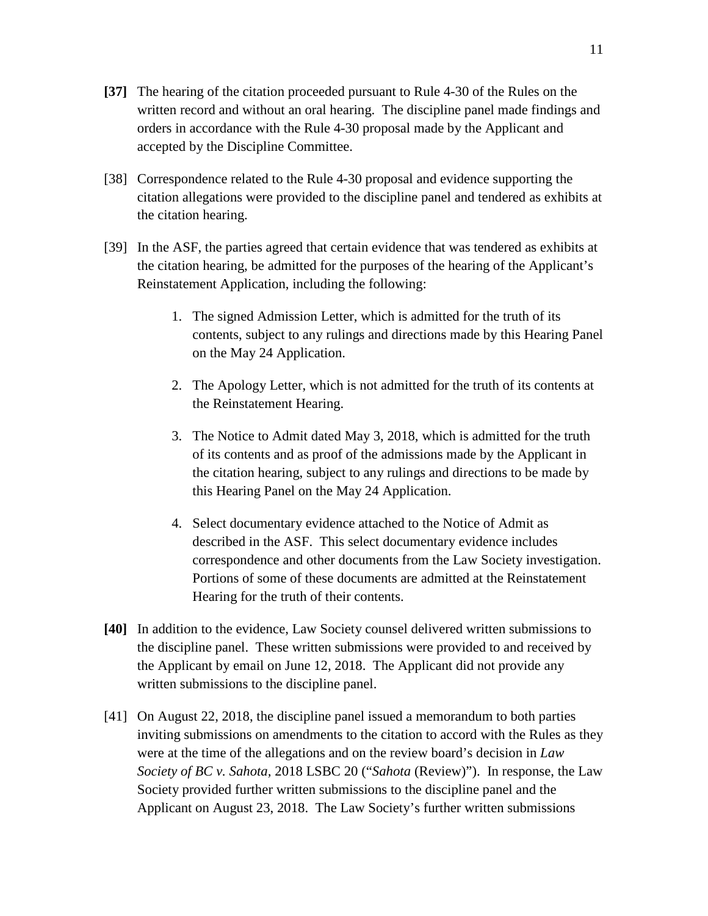**[37]** The hearing of the citation proceeded pursuant to Rule 4-30 of the Rules on the written record and without an oral hearing. The discipline panel made findings and orders in accordance with the Rule 4-30 proposal made by the Applicant and accepted by the Discipline Committee.

[38] Correspondence related to the Rule 4-30 proposal and evidence supporting the citation allegations were provided to the discipline panel and tendered as exhibits at the citation hearing.

[39] In the ASF, the parties agreed that certain evidence that was tendered as exhibits at the citation hearing, be admitted for the purposes of the hearing of the Applicant's Reinstatement Application, including the following:

1. The signed Admission Letter, which is admitted for the truth of its contents, subject to any rulings and directions made by this Hearing Panel on the May 24 Application.

2. The Apology Letter, which is not admitted for the truth of its contents at the Reinstatement Hearing.

3. The Notice to Admit dated May 3, 2018, which is admitted for the truth of its contents and as proof of the admissions made by the Applicant in the citation hearing, subject to any rulings and directions to be made by this Hearing Panel on the May 24 Application.

4. Select documentary evidence attached to the Notice of Admit as described in the ASF. This select documentary evidence includes correspondence and other documents from the Law Society investigation. Portions of some of these documents are admitted at the Reinstatement Hearing for the truth of their contents.

**[40]** In addition to the evidence, Law Society counsel delivered written submissions to the discipline panel. These written submissions were provided to and received by the Applicant by email on June 12, 2018. The Applicant did not provide any written submissions to the discipline panel.

[41] On August 22, 2018, the discipline panel issued a memorandum to both parties inviting submissions on amendments to the citation to accord with the Rules as they were at the time of the allegations and on the review board's decision in *Law Society of BC v. Sahota,* 2018 LSBC 20 ("*Sahota* (Review)"). In response, the Law Society provided further written submissions to the discipline panel and the Applicant on August 23, 2018. The Law Society's further written submissions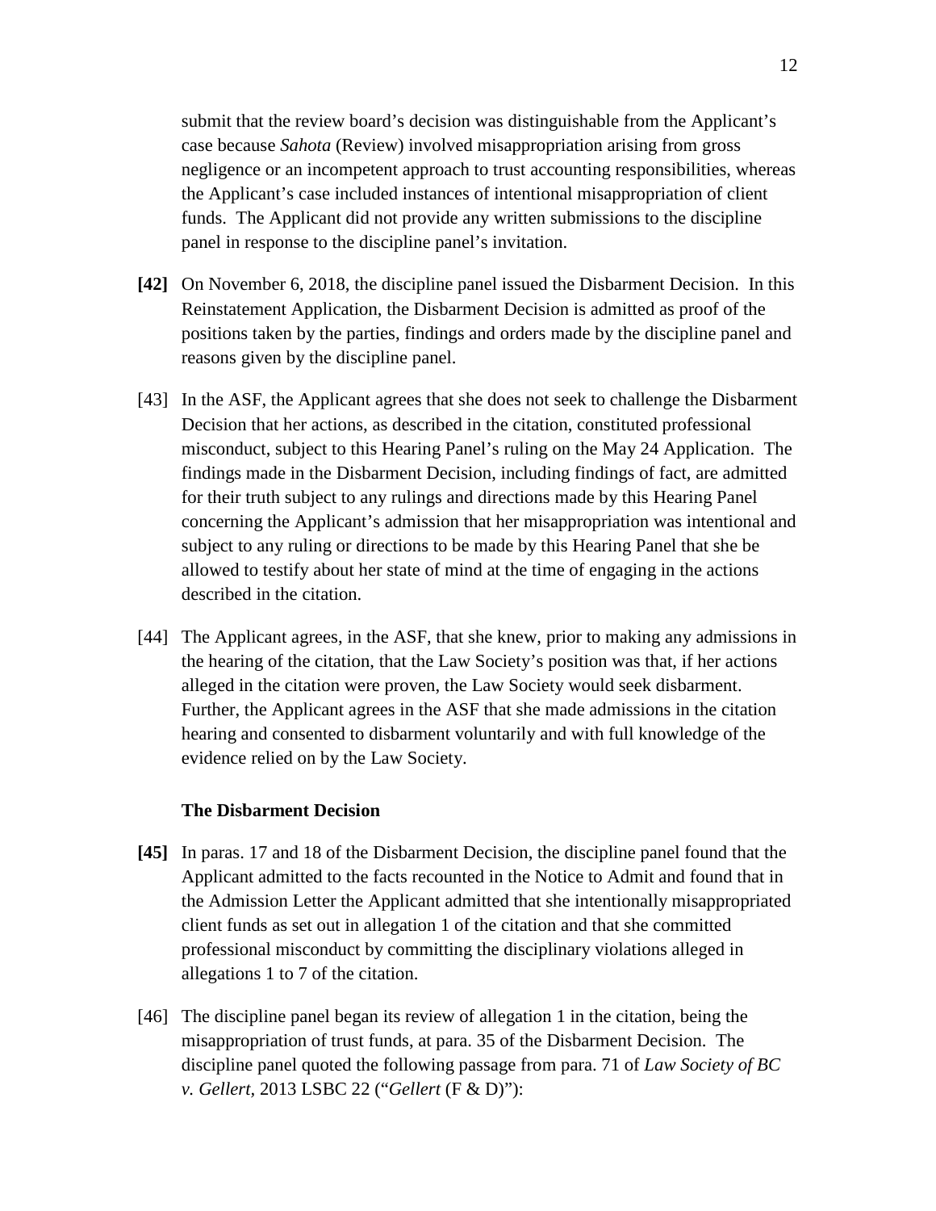submit that the review board's decision was distinguishable from the Applicant's case because *Sahota* (Review) involved misappropriation arising from gross negligence or an incompetent approach to trust accounting responsibilities, whereas the Applicant's case included instances of intentional misappropriation of client funds. The Applicant did not provide any written submissions to the discipline panel in response to the discipline panel's invitation.

**[42]** On November 6, 2018, the discipline panel issued the Disbarment Decision. In this Reinstatement Application, the Disbarment Decision is admitted as proof of the positions taken by the parties, findings and orders made by the discipline panel and reasons given by the discipline panel.

[43] In the ASF, the Applicant agrees that she does not seek to challenge the Disbarment Decision that her actions, as described in the citation, constituted professional misconduct, subject to this Hearing Panel's ruling on the May 24 Application. The findings made in the Disbarment Decision, including findings of fact, are admitted for their truth subject to any rulings and directions made by this Hearing Panel concerning the Applicant's admission that her misappropriation was intentional and subject to any ruling or directions to be made by this Hearing Panel that she be allowed to testify about her state of mind at the time of engaging in the actions described in the citation.

[44] The Applicant agrees, in the ASF, that she knew, prior to making any admissions in the hearing of the citation, that the Law Society's position was that, if her actions alleged in the citation were proven, the Law Society would seek disbarment. Further, the Applicant agrees in the ASF that she made admissions in the citation hearing and consented to disbarment voluntarily and with full knowledge of the evidence relied on by the Law Society.

### The Disbarment Decision

**[45]** In paras. 17 and 18 of the Disbarment Decision, the discipline panel found that the Applicant admitted to the facts recounted in the Notice to Admit and found that in the Admission Letter the Applicant admitted that she intentionally misappropriated client funds as set out in allegation 1 of the citation and that she committed professional misconduct by committing the disciplinary violations alleged in allegations 1 to 7 of the citation.

[46] The discipline panel began its review of allegation 1 in the citation, being the misappropriation of trust funds, at para. 35 of the Disbarment Decision. The discipline panel quoted the following passage from para. 71 of *Law Society of BC v. Gellert*, 2013 LSBC 22 ("*Gellert* (F & D)"):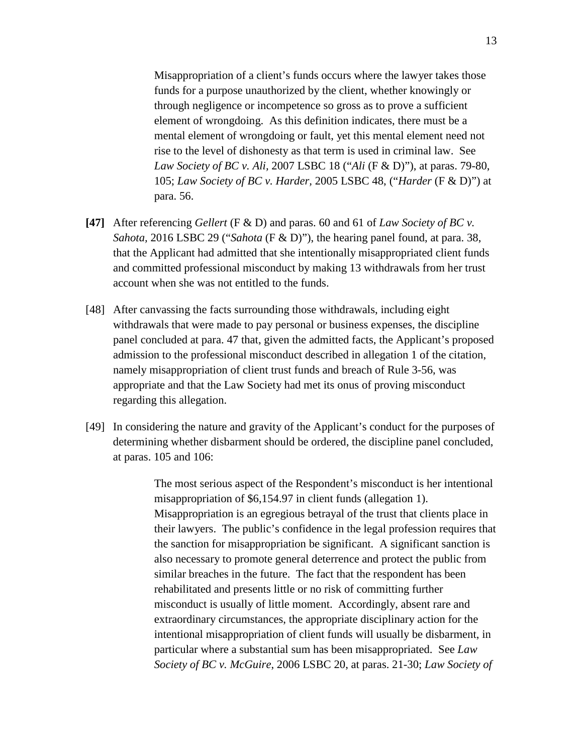> Misappropriation of a client’s funds occurs where the lawyer takes those funds for a purpose unauthorized by the client, whether knowingly or through negligence or incompetence so gross as to prove a sufficient element of wrongdoing. As this definition indicates, there must be a mental element of wrongdoing or fault, yet this mental element need not rise to the level of dishonesty as that term is used in criminal law. See *Law Society of BC v. Ali*, 2007 LSBC 18 (“*Ali* (F & D)”), at paras. 79-80, 105; *Law Society of BC v. Harder*, 2005 LSBC 48, (“*Harder* (F & D)”) at para. 56.

**[47]** After referencing *Gellert* (F & D) and paras. 60 and 61 of *Law Society of BC v. Sahota,* 2016 LSBC 29 (“*Sahota* (F & D)”), the hearing panel found, at para. 38, that the Applicant had admitted that she intentionally misappropriated client funds and committed professional misconduct by making 13 withdrawals from her trust account when she was not entitled to the funds.

[48] After canvassing the facts surrounding those withdrawals, including eight withdrawals that were made to pay personal or business expenses, the discipline panel concluded at para. 47 that, given the admitted facts, the Applicant’s proposed admission to the professional misconduct described in allegation 1 of the citation, namely misappropriation of client trust funds and breach of Rule 3-56, was appropriate and that the Law Society had met its onus of proving misconduct regarding this allegation.

[49] In considering the nature and gravity of the Applicant’s conduct for the purposes of determining whether disbarment should be ordered, the discipline panel concluded, at paras. 105 and 106:

> The most serious aspect of the Respondent’s misconduct is her intentional misappropriation of $6,154.97 in client funds (allegation 1). Misappropriation is an egregious betrayal of the trust that clients place in their lawyers. The public’s confidence in the legal profession requires that the sanction for misappropriation be significant. A significant sanction is also necessary to promote general deterrence and protect the public from similar breaches in the future. The fact that the respondent has been rehabilitated and presents little or no risk of committing further misconduct is usually of little moment. Accordingly, absent rare and extraordinary circumstances, the appropriate disciplinary action for the intentional misappropriation of client funds will usually be disbarment, in particular where a substantial sum has been misappropriated. See *Law Society of BC v. McGuire*, 2006 LSBC 20, at paras. 21-30; *Law Society of*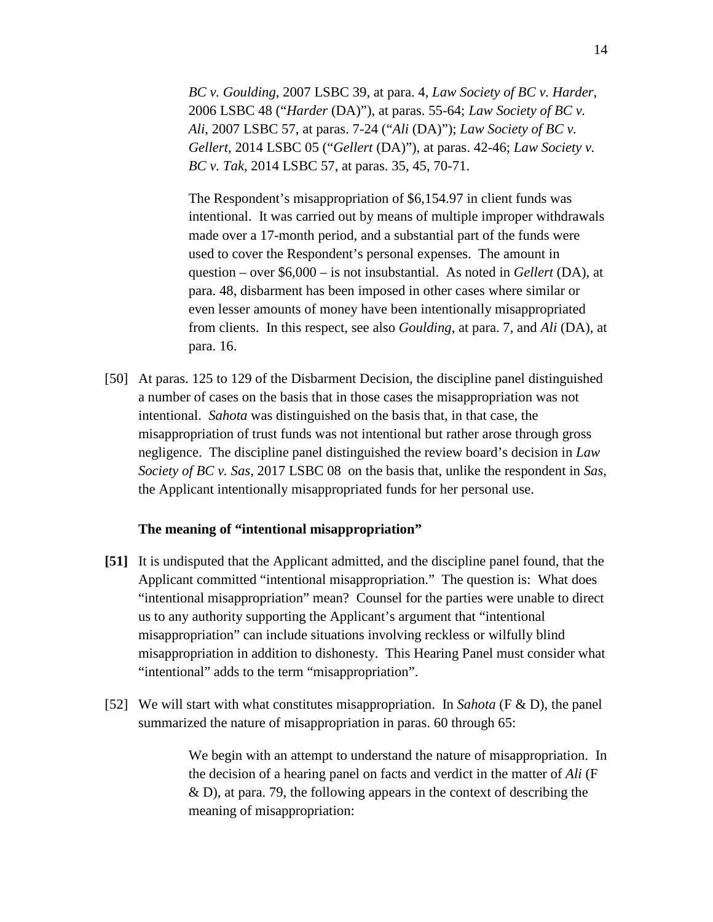> *BC v. Goulding*, 2007 LSBC 39, at para. 4, *Law Society of BC v. Harder*, 2006 LSBC 48 ("*Harder* (DA)"), at paras. 55-64; *Law Society of BC v. Ali*, 2007 LSBC 57, at paras. 7-24 ("*Ali* (DA)"); *Law Society of BC v. Gellert*, 2014 LSBC 05 ("*Gellert* (DA)"), at paras. 42-46; *Law Society v. BC v. Tak*, 2014 LSBC 57, at paras. 35, 45, 70-71.
>
> The Respondent's misappropriation of $6,154.97 in client funds was intentional. It was carried out by means of multiple improper withdrawals made over a 17-month period, and a substantial part of the funds were used to cover the Respondent's personal expenses. The amount in question – over $6,000 – is not insubstantial. As noted in *Gellert* (DA), at para. 48, disbarment has been imposed in other cases where similar or even lesser amounts of money have been intentionally misappropriated from clients. In this respect, see also *Goulding*, at para. 7, and *Ali* (DA), at para. 16.

[50] At paras. 125 to 129 of the Disbarment Decision, the discipline panel distinguished a number of cases on the basis that in those cases the misappropriation was not intentional. *Sahota* was distinguished on the basis that, in that case, the misappropriation of trust funds was not intentional but rather arose through gross negligence. The discipline panel distinguished the review board's decision in *Law Society of BC v. Sas*, 2017 LSBC 08 on the basis that, unlike the respondent in *Sas*, the Applicant intentionally misappropriated funds for her personal use.

### The meaning of "intentional misappropriation"

**[51]** It is undisputed that the Applicant admitted, and the discipline panel found, that the Applicant committed "intentional misappropriation." The question is: What does "intentional misappropriation" mean? Counsel for the parties were unable to direct us to any authority supporting the Applicant's argument that "intentional misappropriation" can include situations involving reckless or wilfully blind misappropriation in addition to dishonesty. This Hearing Panel must consider what "intentional" adds to the term "misappropriation".

[52] We will start with what constitutes misappropriation. In *Sahota* (F & D), the panel summarized the nature of misappropriation in paras. 60 through 65:

> We begin with an attempt to understand the nature of misappropriation. In the decision of a hearing panel on facts and verdict in the matter of *Ali* (F & D), at para. 79, the following appears in the context of describing the meaning of misappropriation: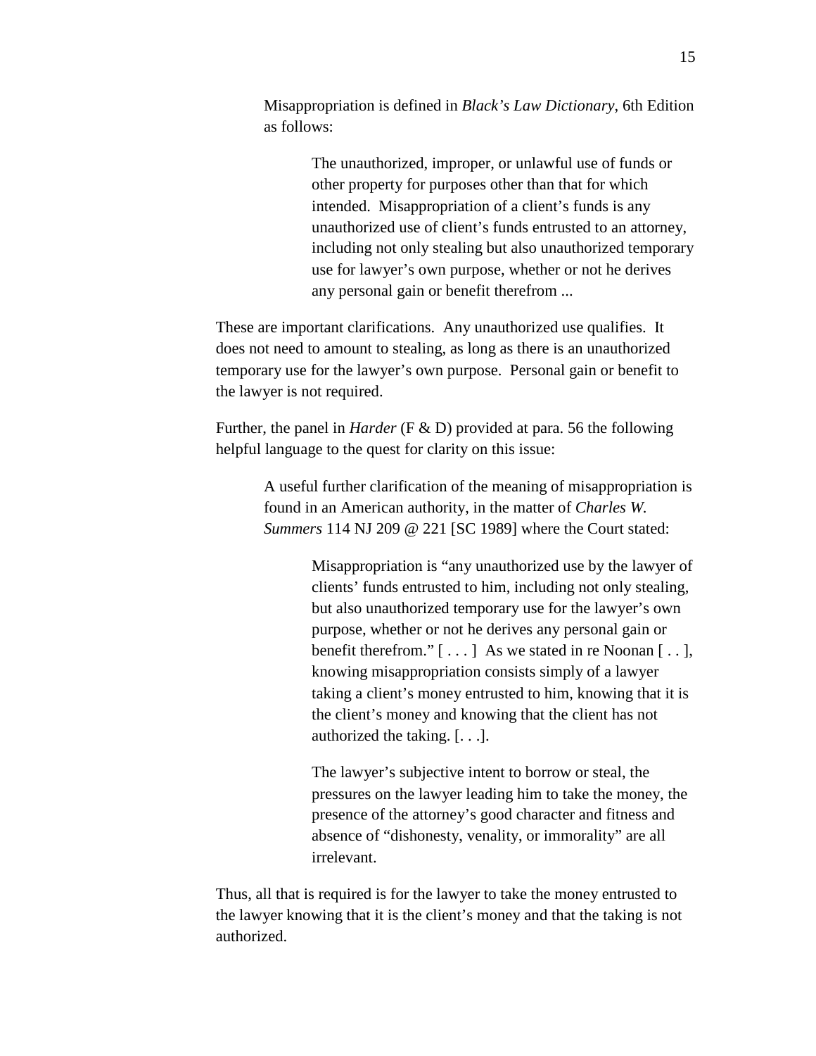> Misappropriation is defined in *Black's Law Dictionary*, 6th Edition as follows:
>
> > The unauthorized, improper, or unlawful use of funds or other property for purposes other than that for which intended. Misappropriation of a client's funds is any unauthorized use of client's funds entrusted to an attorney, including not only stealing but also unauthorized temporary use for lawyer's own purpose, whether or not he derives any personal gain or benefit therefrom ...

These are important clarifications. Any unauthorized use qualifies. It does not need to amount to stealing, as long as there is an unauthorized temporary use for the lawyer's own purpose. Personal gain or benefit to the lawyer is not required.

Further, the panel in *Harder* (F & D) provided at para. 56 the following helpful language to the quest for clarity on this issue:

> A useful further clarification of the meaning of misappropriation is found in an American authority, in the matter of *Charles W. Summers* 114 NJ 209 @ 221 [SC 1989] where the Court stated:
>
> > Misappropriation is "any unauthorized use by the lawyer of clients' funds entrusted to him, including not only stealing, but also unauthorized temporary use for the lawyer's own purpose, whether or not he derives any personal gain or benefit therefrom." [ . . . ] As we stated in re Noonan [ . . ], knowing misappropriation consists simply of a lawyer taking a client's money entrusted to him, knowing that it is the client's money and knowing that the client has not authorized the taking. [. . .].
> >
> > The lawyer's subjective intent to borrow or steal, the pressures on the lawyer leading him to take the money, the presence of the attorney's good character and fitness and absence of "dishonesty, venality, or immorality" are all irrelevant.

Thus, all that is required is for the lawyer to take the money entrusted to the lawyer knowing that it is the client's money and that the taking is not authorized.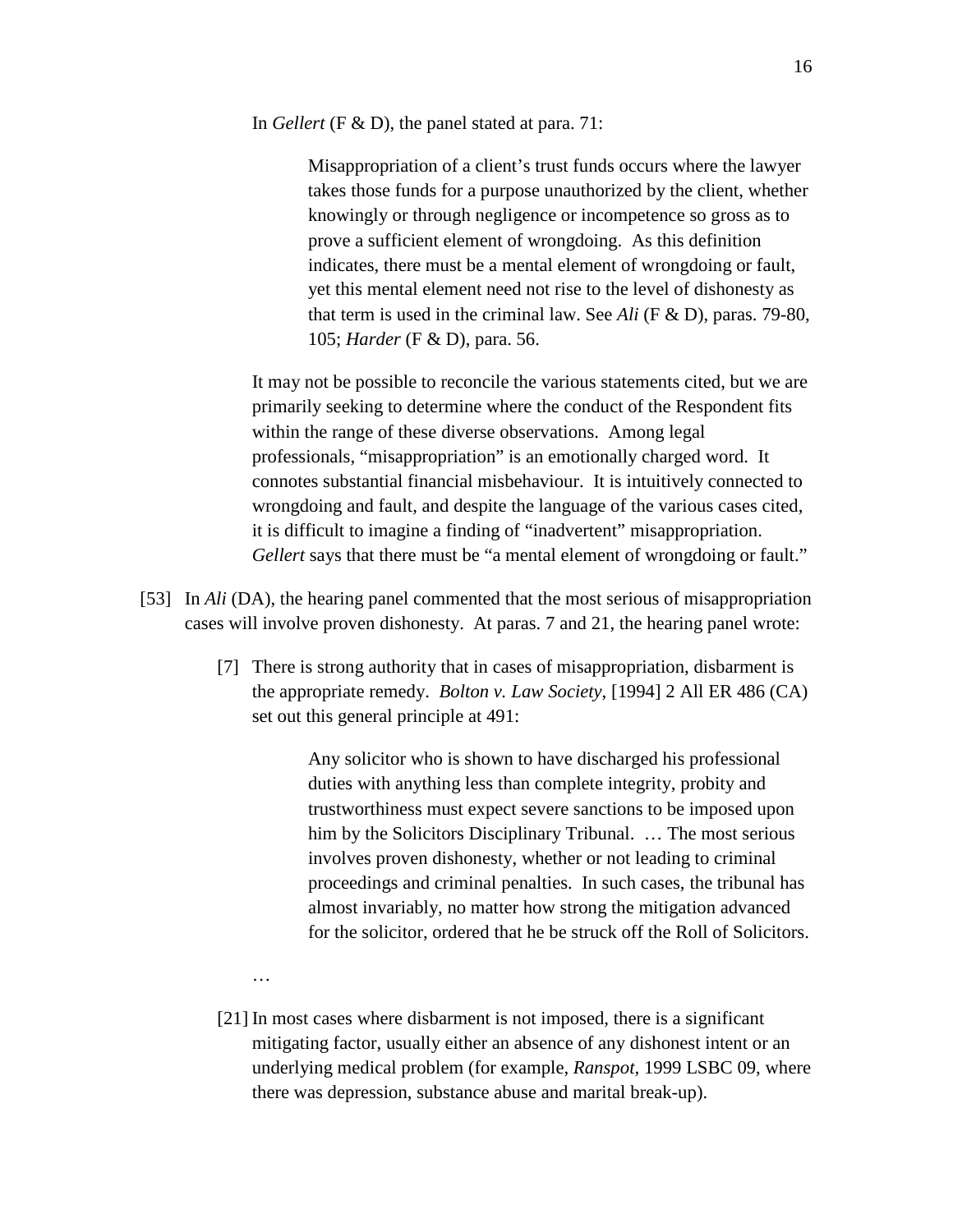In *Gellert* (F & D), the panel stated at para. 71:

> Misappropriation of a client's trust funds occurs where the lawyer takes those funds for a purpose unauthorized by the client, whether knowingly or through negligence or incompetence so gross as to prove a sufficient element of wrongdoing. As this definition indicates, there must be a mental element of wrongdoing or fault, yet this mental element need not rise to the level of dishonesty as that term is used in the criminal law. See *Ali* (F & D), paras. 79-80, 105; *Harder* (F & D), para. 56.

It may not be possible to reconcile the various statements cited, but we are primarily seeking to determine where the conduct of the Respondent fits within the range of these diverse observations. Among legal professionals, "misappropriation" is an emotionally charged word. It connotes substantial financial misbehaviour. It is intuitively connected to wrongdoing and fault, and despite the language of the various cases cited, it is difficult to imagine a finding of "inadvertent" misappropriation. *Gellert* says that there must be "a mental element of wrongdoing or fault."

[53] In *Ali* (DA), the hearing panel commented that the most serious of misappropriation cases will involve proven dishonesty. At paras. 7 and 21, the hearing panel wrote:

> [7] There is strong authority that in cases of misappropriation, disbarment is the appropriate remedy. *Bolton v. Law Society*, [1994] 2 All ER 486 (CA) set out this general principle at 491:
>
> > Any solicitor who is shown to have discharged his professional duties with anything less than complete integrity, probity and trustworthiness must expect severe sanctions to be imposed upon him by the Solicitors Disciplinary Tribunal. … The most serious involves proven dishonesty, whether or not leading to criminal proceedings and criminal penalties. In such cases, the tribunal has almost invariably, no matter how strong the mitigation advanced for the solicitor, ordered that he be struck off the Roll of Solicitors.
>
> …
>
> [21] In most cases where disbarment is not imposed, there is a significant mitigating factor, usually either an absence of any dishonest intent or an underlying medical problem (for example, *Ranspot*, 1999 LSBC 09, where there was depression, substance abuse and marital break-up).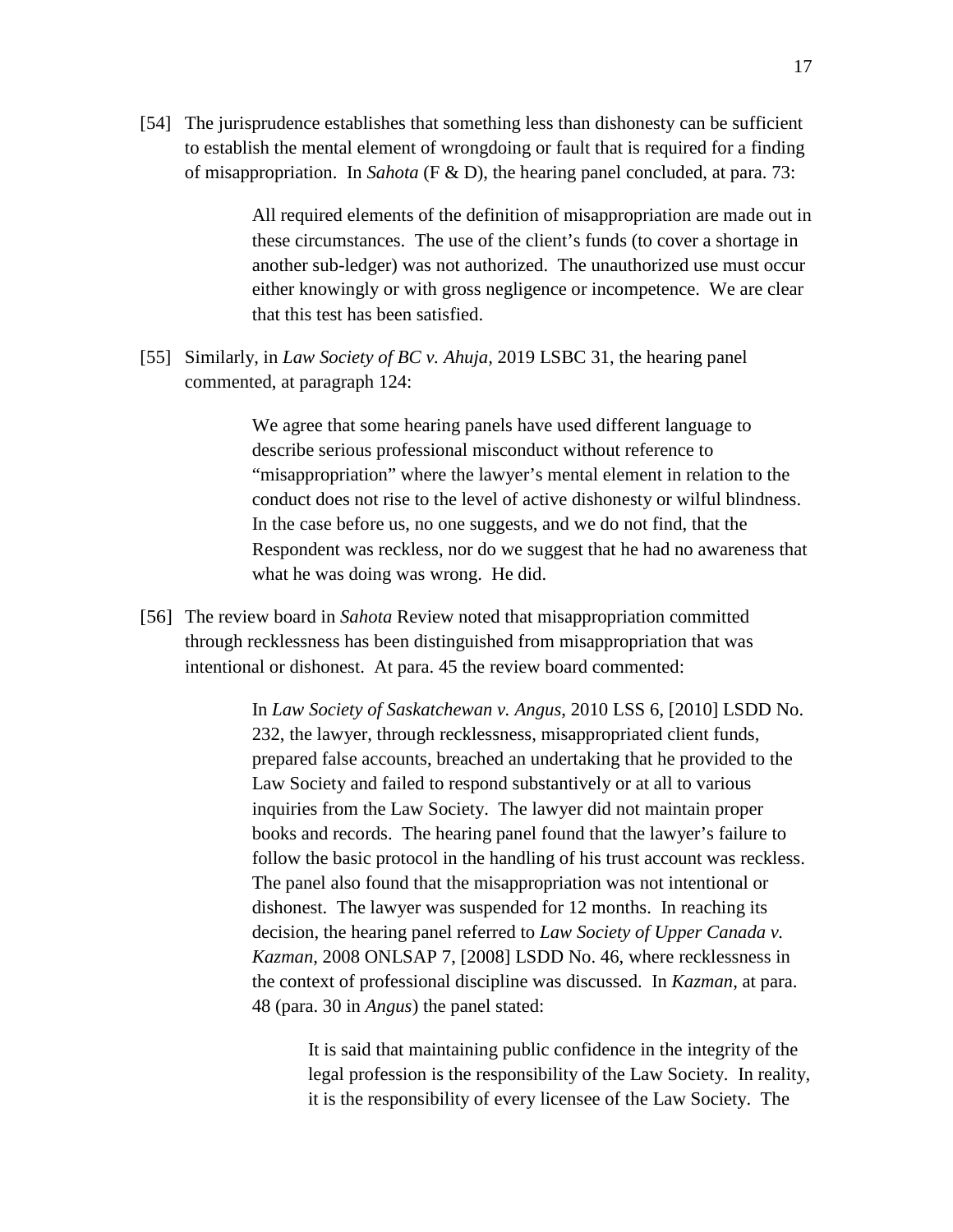[54] The jurisprudence establishes that something less than dishonesty can be sufficient to establish the mental element of wrongdoing or fault that is required for a finding of misappropriation. In *Sahota* (F & D), the hearing panel concluded, at para. 73:

> All required elements of the definition of misappropriation are made out in these circumstances. The use of the client's funds (to cover a shortage in another sub-ledger) was not authorized. The unauthorized use must occur either knowingly or with gross negligence or incompetence. We are clear that this test has been satisfied.

[55] Similarly, in *Law Society of BC v. Ahuja*, 2019 LSBC 31, the hearing panel commented, at paragraph 124:

> We agree that some hearing panels have used different language to describe serious professional misconduct without reference to "misappropriation" where the lawyer's mental element in relation to the conduct does not rise to the level of active dishonesty or wilful blindness. In the case before us, no one suggests, and we do not find, that the Respondent was reckless, nor do we suggest that he had no awareness that what he was doing was wrong. He did.

[56] The review board in *Sahota* Review noted that misappropriation committed through recklessness has been distinguished from misappropriation that was intentional or dishonest. At para. 45 the review board commented:

> In *Law Society of Saskatchewan v. Angus*, 2010 LSS 6, [2010] LSDD No. 232, the lawyer, through recklessness, misappropriated client funds, prepared false accounts, breached an undertaking that he provided to the Law Society and failed to respond substantively or at all to various inquiries from the Law Society. The lawyer did not maintain proper books and records. The hearing panel found that the lawyer's failure to follow the basic protocol in the handling of his trust account was reckless. The panel also found that the misappropriation was not intentional or dishonest. The lawyer was suspended for 12 months. In reaching its decision, the hearing panel referred to *Law Society of Upper Canada v. Kazman*, 2008 ONLSAP 7, [2008] LSDD No. 46, where recklessness in the context of professional discipline was discussed. In *Kazman*, at para. 48 (para. 30 in *Angus*) the panel stated:
>
> > It is said that maintaining public confidence in the integrity of the legal profession is the responsibility of the Law Society. In reality, it is the responsibility of every licensee of the Law Society. The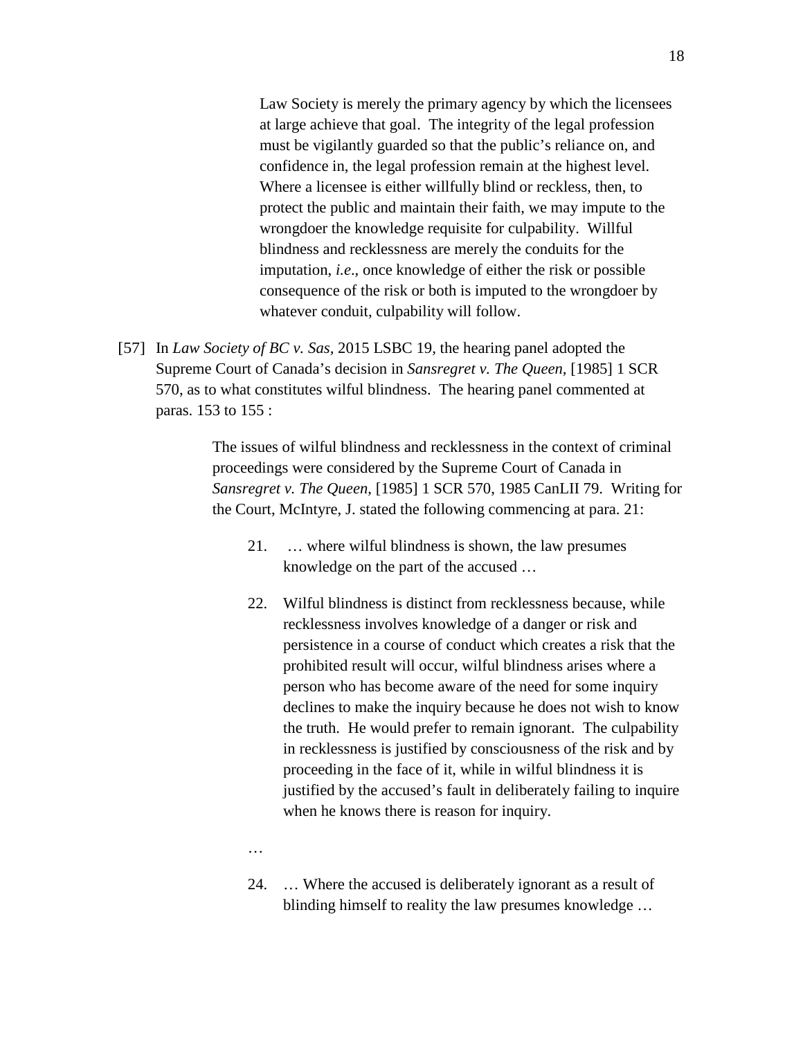> Law Society is merely the primary agency by which the licensees at large achieve that goal. The integrity of the legal profession must be vigilantly guarded so that the public's reliance on, and confidence in, the legal profession remain at the highest level. Where a licensee is either willfully blind or reckless, then, to protect the public and maintain their faith, we may impute to the wrongdoer the knowledge requisite for culpability. Willful blindness and recklessness are merely the conduits for the imputation, *i.e*., once knowledge of either the risk or possible consequence of the risk or both is imputed to the wrongdoer by whatever conduit, culpability will follow.

[57] In *Law Society of BC v. Sas*, 2015 LSBC 19, the hearing panel adopted the Supreme Court of Canada's decision in *Sansregret v. The Queen*, [1985] 1 SCR 570, as to what constitutes wilful blindness. The hearing panel commented at paras. 153 to 155 :

> The issues of wilful blindness and recklessness in the context of criminal proceedings were considered by the Supreme Court of Canada in *Sansregret v. The Queen*, [1985] 1 SCR 570, 1985 CanLII 79. Writing for the Court, McIntyre, J. stated the following commencing at para. 21:
>
> > 21. … where wilful blindness is shown, the law presumes knowledge on the part of the accused …
> >
> > 22. Wilful blindness is distinct from recklessness because, while recklessness involves knowledge of a danger or risk and persistence in a course of conduct which creates a risk that the prohibited result will occur, wilful blindness arises where a person who has become aware of the need for some inquiry declines to make the inquiry because he does not wish to know the truth. He would prefer to remain ignorant. The culpability in recklessness is justified by consciousness of the risk and by proceeding in the face of it, while in wilful blindness it is justified by the accused's fault in deliberately failing to inquire when he knows there is reason for inquiry.
> >
> > …
> >
> > 24. … Where the accused is deliberately ignorant as a result of blinding himself to reality the law presumes knowledge …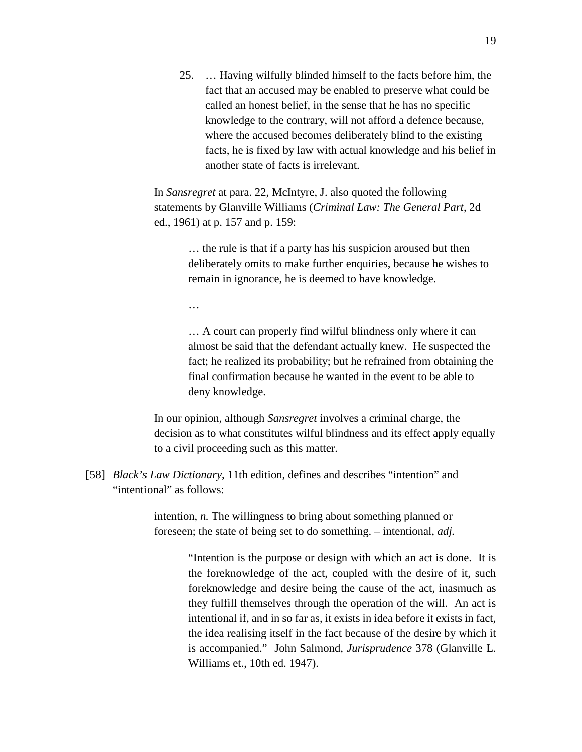> 25. … Having wilfully blinded himself to the facts before him, the fact that an accused may be enabled to preserve what could be called an honest belief, in the sense that he has no specific knowledge to the contrary, will not afford a defence because, where the accused becomes deliberately blind to the existing facts, he is fixed by law with actual knowledge and his belief in another state of facts is irrelevant.

In *Sansregret* at para. 22, McIntyre, J. also quoted the following statements by Glanville Williams (*Criminal Law: The General Part*, 2d ed., 1961) at p. 157 and p. 159:

> … the rule is that if a party has his suspicion aroused but then deliberately omits to make further enquiries, because he wishes to remain in ignorance, he is deemed to have knowledge.
>
> …
>
> … A court can properly find wilful blindness only where it can almost be said that the defendant actually knew. He suspected the fact; he realized its probability; but he refrained from obtaining the final confirmation because he wanted in the event to be able to deny knowledge.

In our opinion, although *Sansregret* involves a criminal charge, the decision as to what constitutes wilful blindness and its effect apply equally to a civil proceeding such as this matter.

[58] *Black's Law Dictionary*, 11th edition, defines and describes "intention" and "intentional" as follows:

> intention, *n.* The willingness to bring about something planned or foreseen; the state of being set to do something. – intentional, *adj.*
>
> > "Intention is the purpose or design with which an act is done. It is the foreknowledge of the act, coupled with the desire of it, such foreknowledge and desire being the cause of the act, inasmuch as they fulfill themselves through the operation of the will. An act is intentional if, and in so far as, it exists in idea before it exists in fact, the idea realising itself in the fact because of the desire by which it is accompanied." John Salmond, *Jurisprudence* 378 (Glanville L. Williams et., 10th ed. 1947).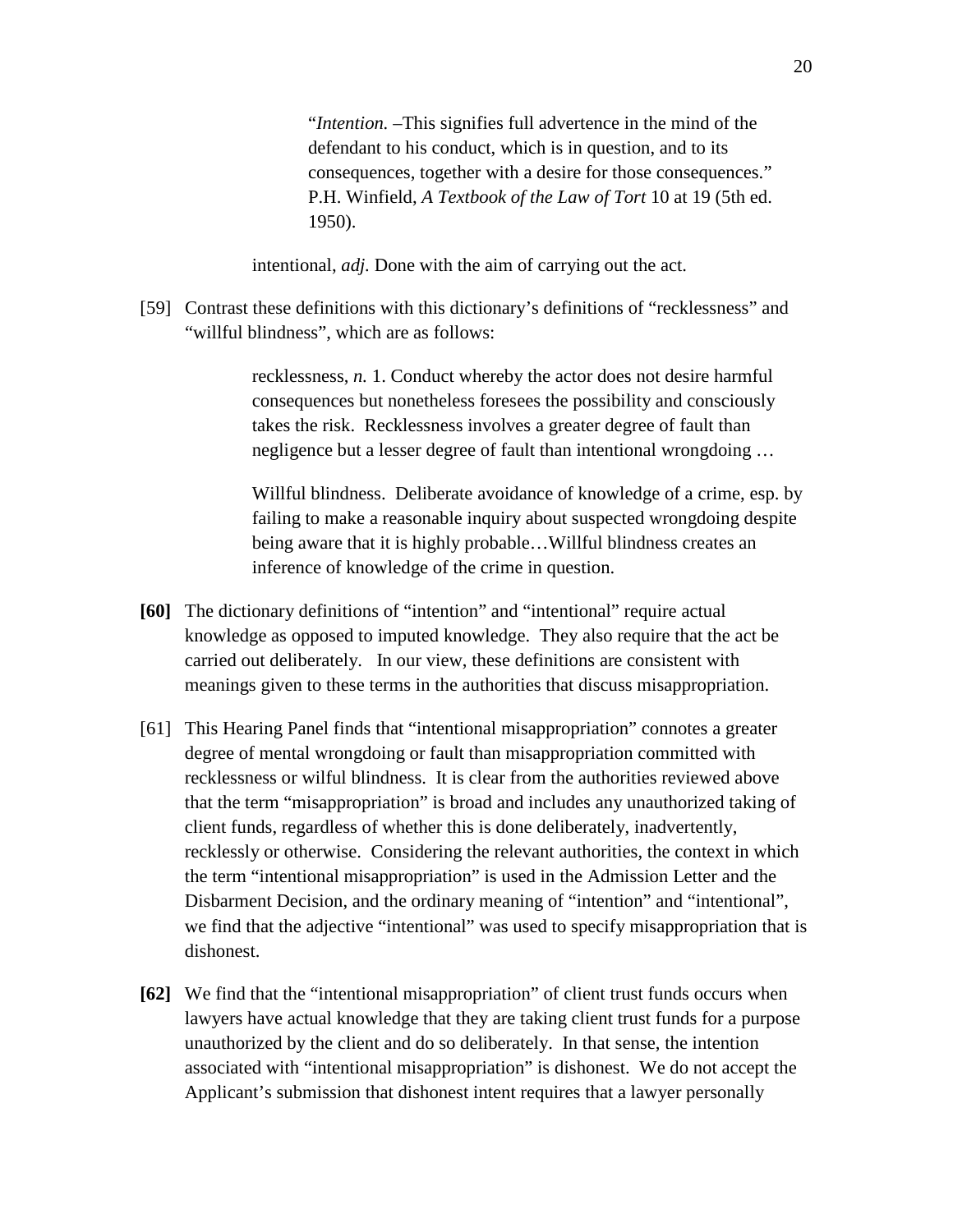> "*Intention.* –This signifies full advertence in the mind of the defendant to his conduct, which is in question, and to its consequences, together with a desire for those consequences." P.H. Winfield, *A Textbook of the Law of Tort* 10 at 19 (5th ed. 1950).

intentional, *adj.* Done with the aim of carrying out the act.

[59] Contrast these definitions with this dictionary's definitions of "recklessness" and "willful blindness", which are as follows:

> recklessness, *n.* 1. Conduct whereby the actor does not desire harmful consequences but nonetheless foresees the possibility and consciously takes the risk. Recklessness involves a greater degree of fault than negligence but a lesser degree of fault than intentional wrongdoing …
>
> Willful blindness. Deliberate avoidance of knowledge of a crime, esp. by failing to make a reasonable inquiry about suspected wrongdoing despite being aware that it is highly probable…Willful blindness creates an inference of knowledge of the crime in question.

**[60]** The dictionary definitions of "intention" and "intentional" require actual knowledge as opposed to imputed knowledge. They also require that the act be carried out deliberately. In our view, these definitions are consistent with meanings given to these terms in the authorities that discuss misappropriation.

[61] This Hearing Panel finds that "intentional misappropriation" connotes a greater degree of mental wrongdoing or fault than misappropriation committed with recklessness or wilful blindness. It is clear from the authorities reviewed above that the term "misappropriation" is broad and includes any unauthorized taking of client funds, regardless of whether this is done deliberately, inadvertently, recklessly or otherwise. Considering the relevant authorities, the context in which the term "intentional misappropriation" is used in the Admission Letter and the Disbarment Decision, and the ordinary meaning of "intention" and "intentional", we find that the adjective "intentional" was used to specify misappropriation that is dishonest.

**[62]** We find that the "intentional misappropriation" of client trust funds occurs when lawyers have actual knowledge that they are taking client trust funds for a purpose unauthorized by the client and do so deliberately. In that sense, the intention associated with "intentional misappropriation" is dishonest. We do not accept the Applicant's submission that dishonest intent requires that a lawyer personally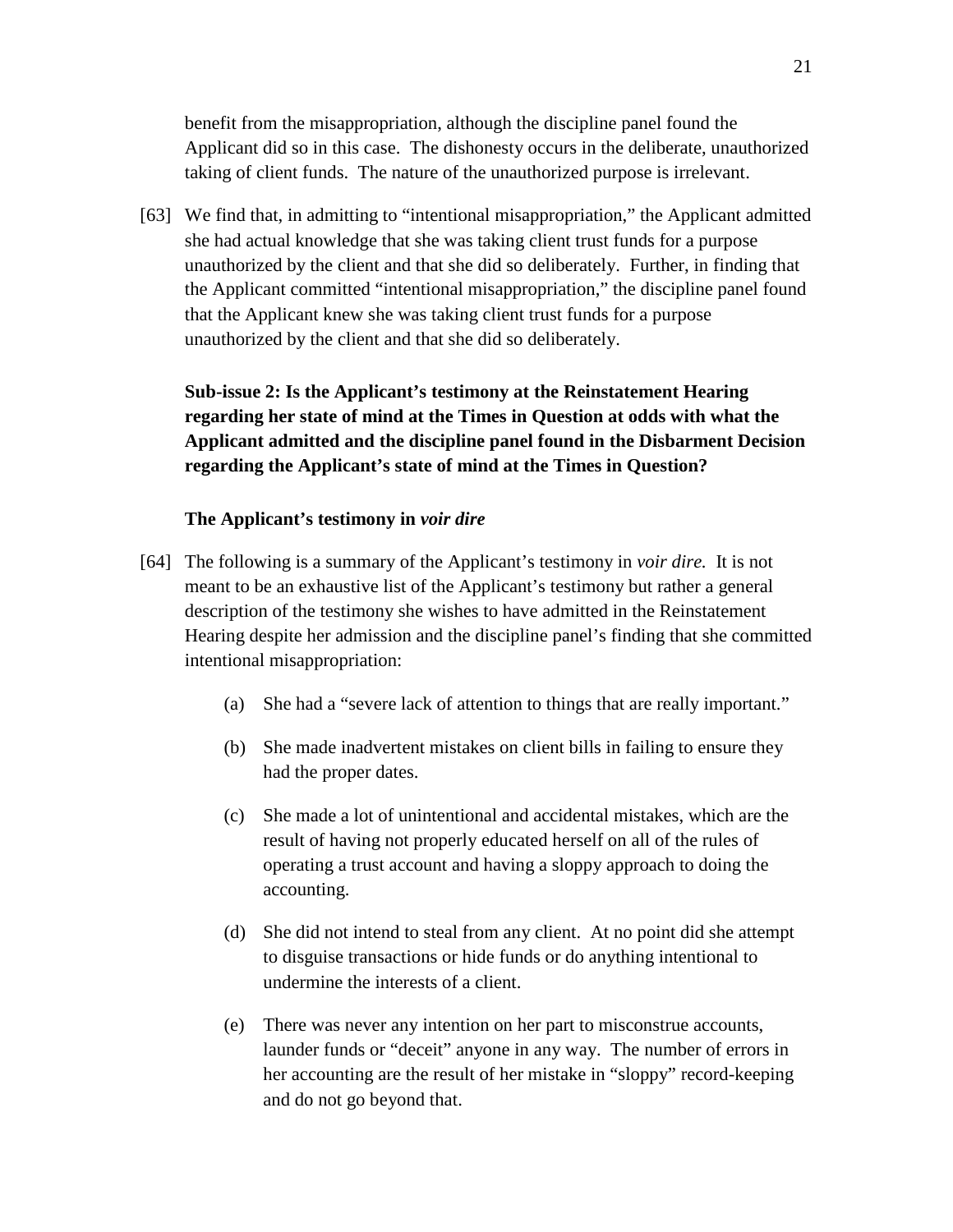benefit from the misappropriation, although the discipline panel found the Applicant did so in this case. The dishonesty occurs in the deliberate, unauthorized taking of client funds. The nature of the unauthorized purpose is irrelevant.

[63] We find that, in admitting to "intentional misappropriation," the Applicant admitted she had actual knowledge that she was taking client trust funds for a purpose unauthorized by the client and that she did so deliberately. Further, in finding that the Applicant committed "intentional misappropriation," the discipline panel found that the Applicant knew she was taking client trust funds for a purpose unauthorized by the client and that she did so deliberately.

**Sub-issue 2: Is the Applicant's testimony at the Reinstatement Hearing regarding her state of mind at the Times in Question at odds with what the Applicant admitted and the discipline panel found in the Disbarment Decision regarding the Applicant's state of mind at the Times in Question?**

**The Applicant's testimony in *voir dire***

[64] The following is a summary of the Applicant's testimony in *voir dire.* It is not meant to be an exhaustive list of the Applicant's testimony but rather a general description of the testimony she wishes to have admitted in the Reinstatement Hearing despite her admission and the discipline panel's finding that she committed intentional misappropriation:

(a) She had a "severe lack of attention to things that are really important."

(b) She made inadvertent mistakes on client bills in failing to ensure they had the proper dates.

(c) She made a lot of unintentional and accidental mistakes, which are the result of having not properly educated herself on all of the rules of operating a trust account and having a sloppy approach to doing the accounting.

(d) She did not intend to steal from any client. At no point did she attempt to disguise transactions or hide funds or do anything intentional to undermine the interests of a client.

(e) There was never any intention on her part to misconstrue accounts, launder funds or "deceit" anyone in any way. The number of errors in her accounting are the result of her mistake in "sloppy" record-keeping and do not go beyond that.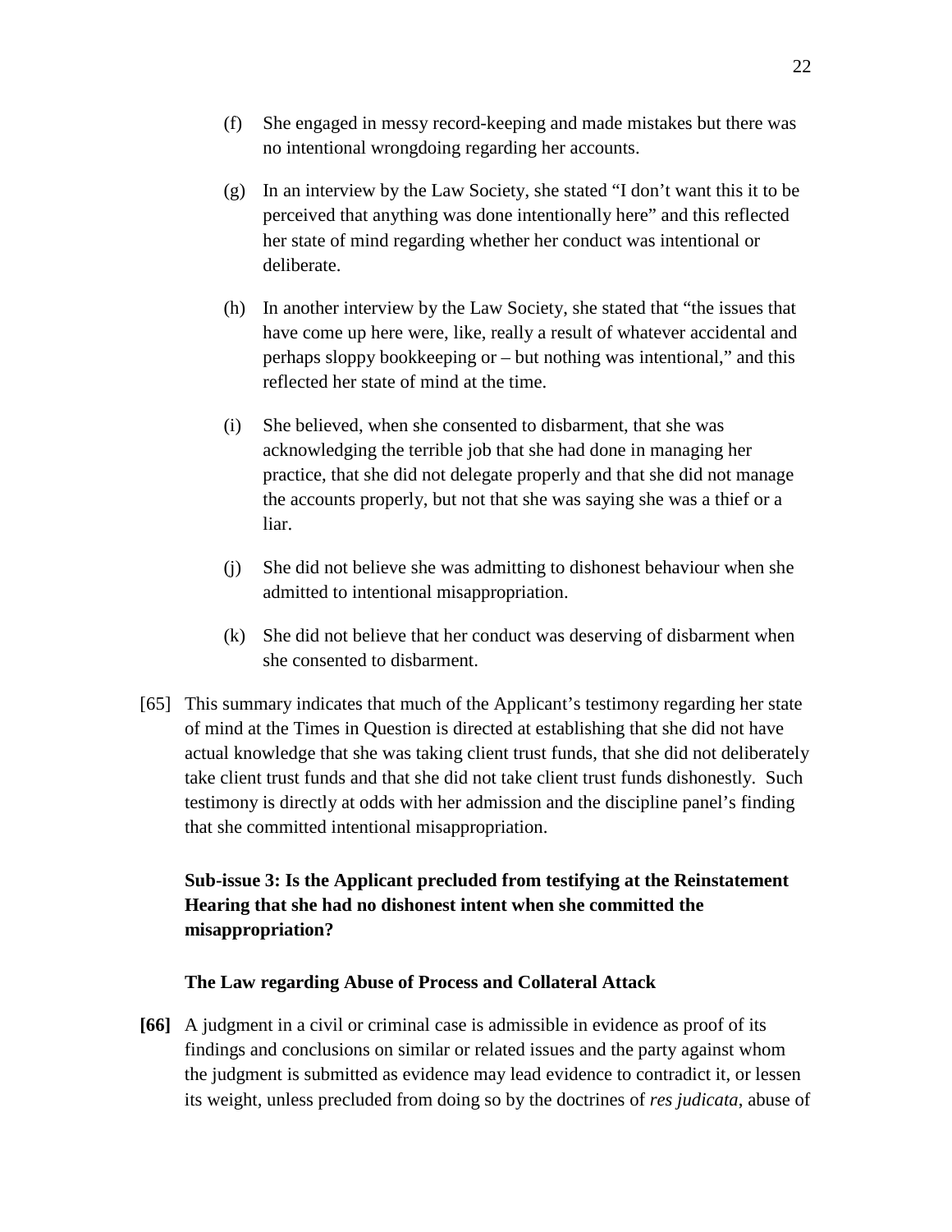(f) She engaged in messy record-keeping and made mistakes but there was no intentional wrongdoing regarding her accounts.

(g) In an interview by the Law Society, she stated "I don't want this it to be perceived that anything was done intentionally here" and this reflected her state of mind regarding whether her conduct was intentional or deliberate.

(h) In another interview by the Law Society, she stated that "the issues that have come up here were, like, really a result of whatever accidental and perhaps sloppy bookkeeping or – but nothing was intentional," and this reflected her state of mind at the time.

(i) She believed, when she consented to disbarment, that she was acknowledging the terrible job that she had done in managing her practice, that she did not delegate properly and that she did not manage the accounts properly, but not that she was saying she was a thief or a liar.

(j) She did not believe she was admitting to dishonest behaviour when she admitted to intentional misappropriation.

(k) She did not believe that her conduct was deserving of disbarment when she consented to disbarment.

[65] This summary indicates that much of the Applicant's testimony regarding her state of mind at the Times in Question is directed at establishing that she did not have actual knowledge that she was taking client trust funds, that she did not deliberately take client trust funds and that she did not take client trust funds dishonestly. Such testimony is directly at odds with her admission and the discipline panel's finding that she committed intentional misappropriation.

**Sub-issue 3: Is the Applicant precluded from testifying at the Reinstatement Hearing that she had no dishonest intent when she committed the misappropriation?**

**The Law regarding Abuse of Process and Collateral Attack**

**[66]** A judgment in a civil or criminal case is admissible in evidence as proof of its findings and conclusions on similar or related issues and the party against whom the judgment is submitted as evidence may lead evidence to contradict it, or lessen its weight, unless precluded from doing so by the doctrines of *res judicata*, abuse of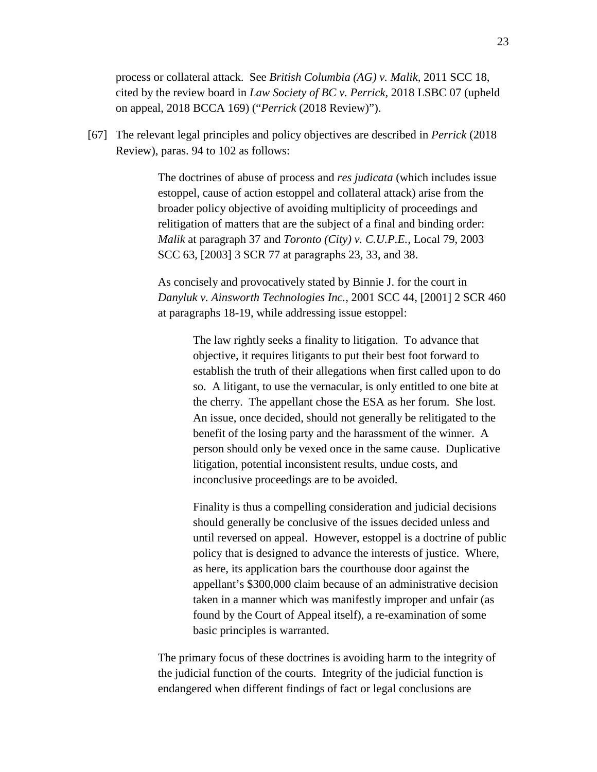process or collateral attack. See *British Columbia (AG) v. Malik*, 2011 SCC 18, cited by the review board in *Law Society of BC v. Perrick*, 2018 LSBC 07 (upheld on appeal, 2018 BCCA 169) ("*Perrick* (2018 Review)").

[67] The relevant legal principles and policy objectives are described in *Perrick* (2018 Review), paras. 94 to 102 as follows:

> The doctrines of abuse of process and *res judicata* (which includes issue estoppel, cause of action estoppel and collateral attack) arise from the broader policy objective of avoiding multiplicity of proceedings and relitigation of matters that are the subject of a final and binding order: *Malik* at paragraph 37 and *Toronto (City) v. C.U.P.E.*, Local 79, 2003 SCC 63, [2003] 3 SCR 77 at paragraphs 23, 33, and 38.
>
> As concisely and provocatively stated by Binnie J. for the court in *Danyluk v. Ainsworth Technologies Inc.*, 2001 SCC 44, [2001] 2 SCR 460 at paragraphs 18-19, while addressing issue estoppel:
>
> > The law rightly seeks a finality to litigation. To advance that objective, it requires litigants to put their best foot forward to establish the truth of their allegations when first called upon to do so. A litigant, to use the vernacular, is only entitled to one bite at the cherry. The appellant chose the ESA as her forum. She lost. An issue, once decided, should not generally be relitigated to the benefit of the losing party and the harassment of the winner. A person should only be vexed once in the same cause. Duplicative litigation, potential inconsistent results, undue costs, and inconclusive proceedings are to be avoided.
> >
> > Finality is thus a compelling consideration and judicial decisions should generally be conclusive of the issues decided unless and until reversed on appeal. However, estoppel is a doctrine of public policy that is designed to advance the interests of justice. Where, as here, its application bars the courthouse door against the appellant's $300,000 claim because of an administrative decision taken in a manner which was manifestly improper and unfair (as found by the Court of Appeal itself), a re-examination of some basic principles is warranted.
>
> The primary focus of these doctrines is avoiding harm to the integrity of the judicial function of the courts. Integrity of the judicial function is endangered when different findings of fact or legal conclusions are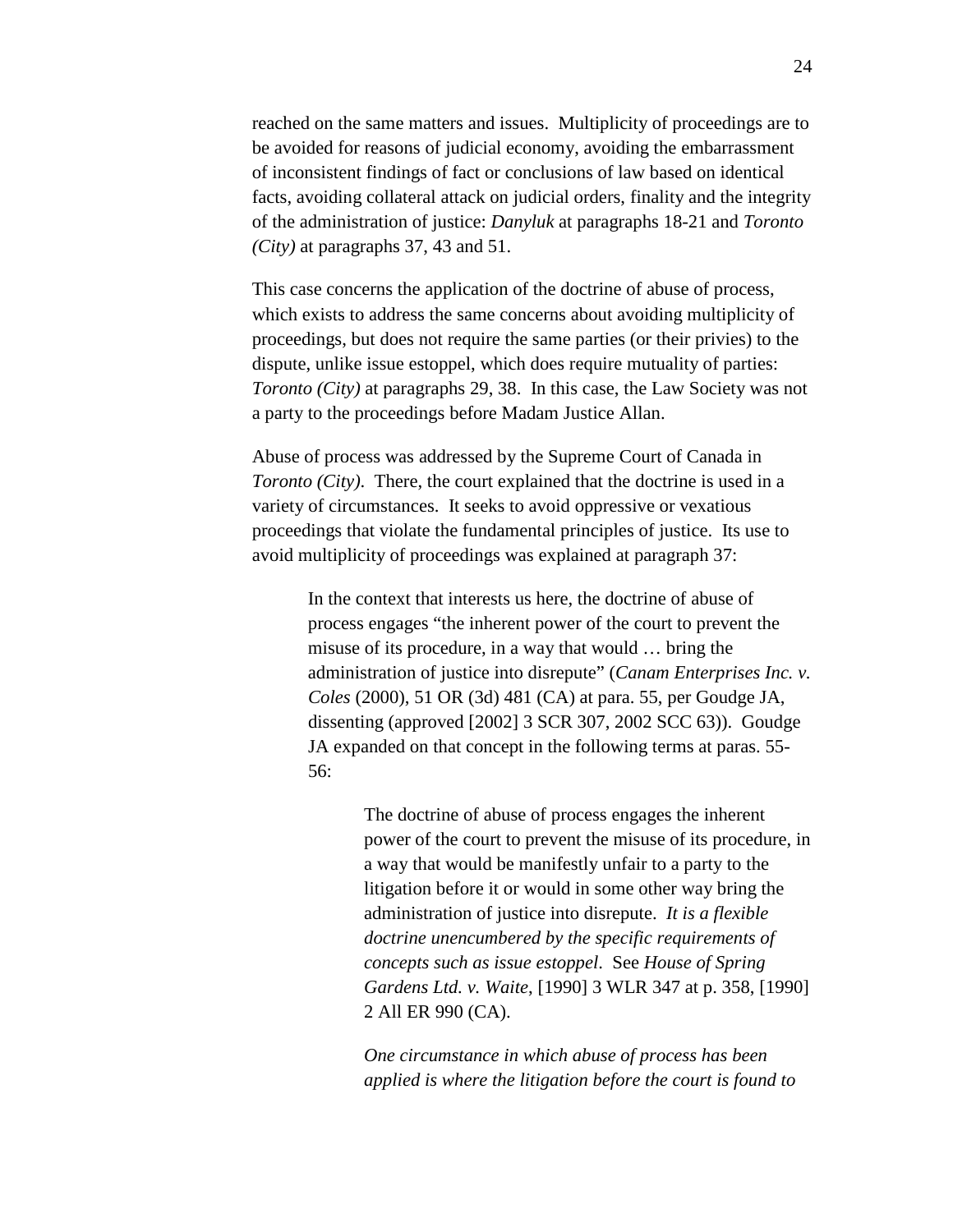reached on the same matters and issues. Multiplicity of proceedings are to be avoided for reasons of judicial economy, avoiding the embarrassment of inconsistent findings of fact or conclusions of law based on identical facts, avoiding collateral attack on judicial orders, finality and the integrity of the administration of justice: *Danyluk* at paragraphs 18-21 and *Toronto (City)* at paragraphs 37, 43 and 51.

This case concerns the application of the doctrine of abuse of process, which exists to address the same concerns about avoiding multiplicity of proceedings, but does not require the same parties (or their privies) to the dispute, unlike issue estoppel, which does require mutuality of parties: *Toronto (City)* at paragraphs 29, 38. In this case, the Law Society was not a party to the proceedings before Madam Justice Allan.

Abuse of process was addressed by the Supreme Court of Canada in *Toronto (City)*. There, the court explained that the doctrine is used in a variety of circumstances. It seeks to avoid oppressive or vexatious proceedings that violate the fundamental principles of justice. Its use to avoid multiplicity of proceedings was explained at paragraph 37:

> In the context that interests us here, the doctrine of abuse of process engages "the inherent power of the court to prevent the misuse of its procedure, in a way that would … bring the administration of justice into disrepute" (*Canam Enterprises Inc. v. Coles* (2000), 51 OR (3d) 481 (CA) at para. 55, per Goudge JA, dissenting (approved [2002] 3 SCR 307, 2002 SCC 63)). Goudge JA expanded on that concept in the following terms at paras. 55-56:
>
> > The doctrine of abuse of process engages the inherent power of the court to prevent the misuse of its procedure, in a way that would be manifestly unfair to a party to the litigation before it or would in some other way bring the administration of justice into disrepute. *It is a flexible doctrine unencumbered by the specific requirements of concepts such as issue estoppel*. See *House of Spring Gardens Ltd. v. Waite*, [1990] 3 WLR 347 at p. 358, [1990] 2 All ER 990 (CA).
> >
> > *One circumstance in which abuse of process has been applied is where the litigation before the court is found to*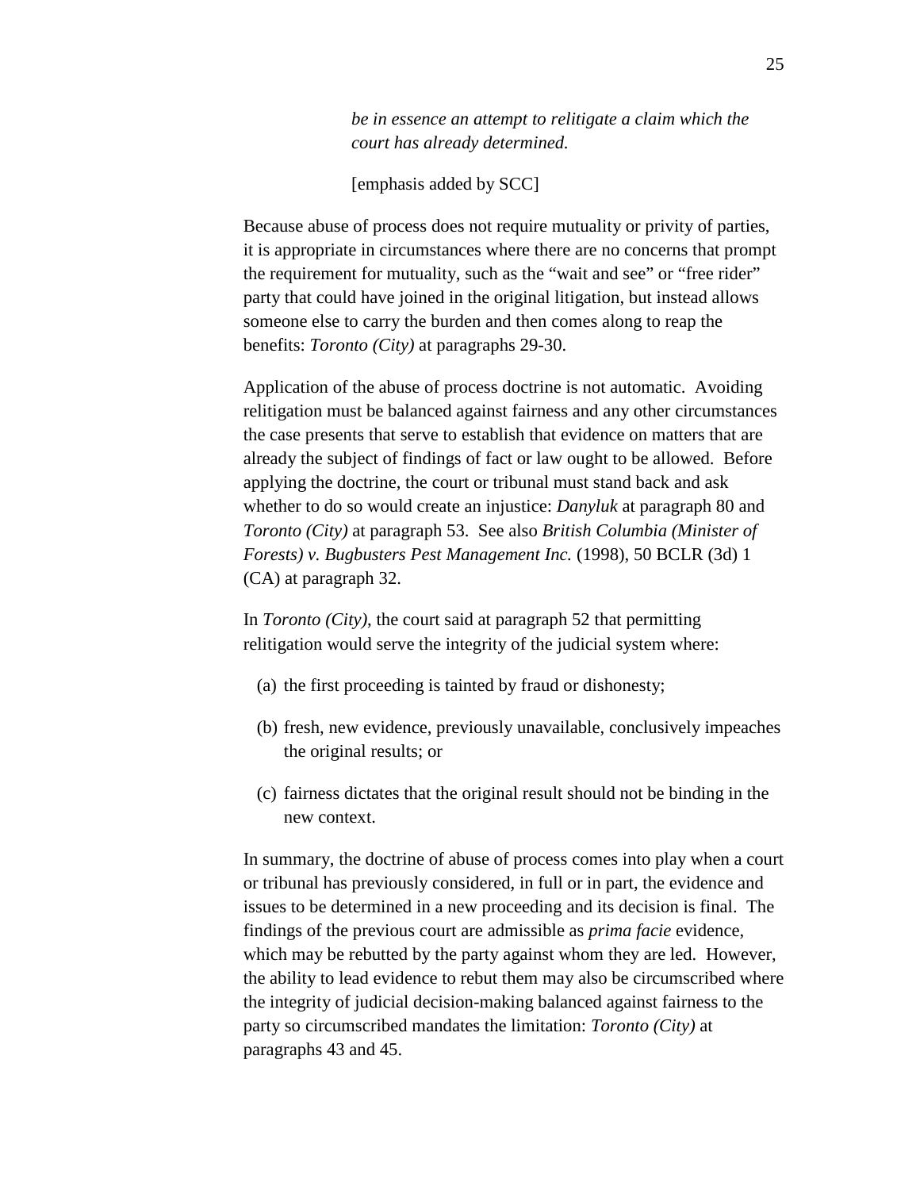> *be in essence an attempt to relitigate a claim which the court has already determined.*
>
> [emphasis added by SCC]

Because abuse of process does not require mutuality or privity of parties, it is appropriate in circumstances where there are no concerns that prompt the requirement for mutuality, such as the "wait and see" or "free rider" party that could have joined in the original litigation, but instead allows someone else to carry the burden and then comes along to reap the benefits: *Toronto (City)* at paragraphs 29-30.

Application of the abuse of process doctrine is not automatic. Avoiding relitigation must be balanced against fairness and any other circumstances the case presents that serve to establish that evidence on matters that are already the subject of findings of fact or law ought to be allowed. Before applying the doctrine, the court or tribunal must stand back and ask whether to do so would create an injustice: *Danyluk* at paragraph 80 and *Toronto (City)* at paragraph 53. See also *British Columbia (Minister of Forests) v. Bugbusters Pest Management Inc.* (1998), 50 BCLR (3d) 1 (CA) at paragraph 32.

In *Toronto (City)*, the court said at paragraph 52 that permitting relitigation would serve the integrity of the judicial system where:

(a) the first proceeding is tainted by fraud or dishonesty;

(b) fresh, new evidence, previously unavailable, conclusively impeaches the original results; or

(c) fairness dictates that the original result should not be binding in the new context.

In summary, the doctrine of abuse of process comes into play when a court or tribunal has previously considered, in full or in part, the evidence and issues to be determined in a new proceeding and its decision is final. The findings of the previous court are admissible as *prima facie* evidence, which may be rebutted by the party against whom they are led. However, the ability to lead evidence to rebut them may also be circumscribed where the integrity of judicial decision-making balanced against fairness to the party so circumscribed mandates the limitation: *Toronto (City)* at paragraphs 43 and 45.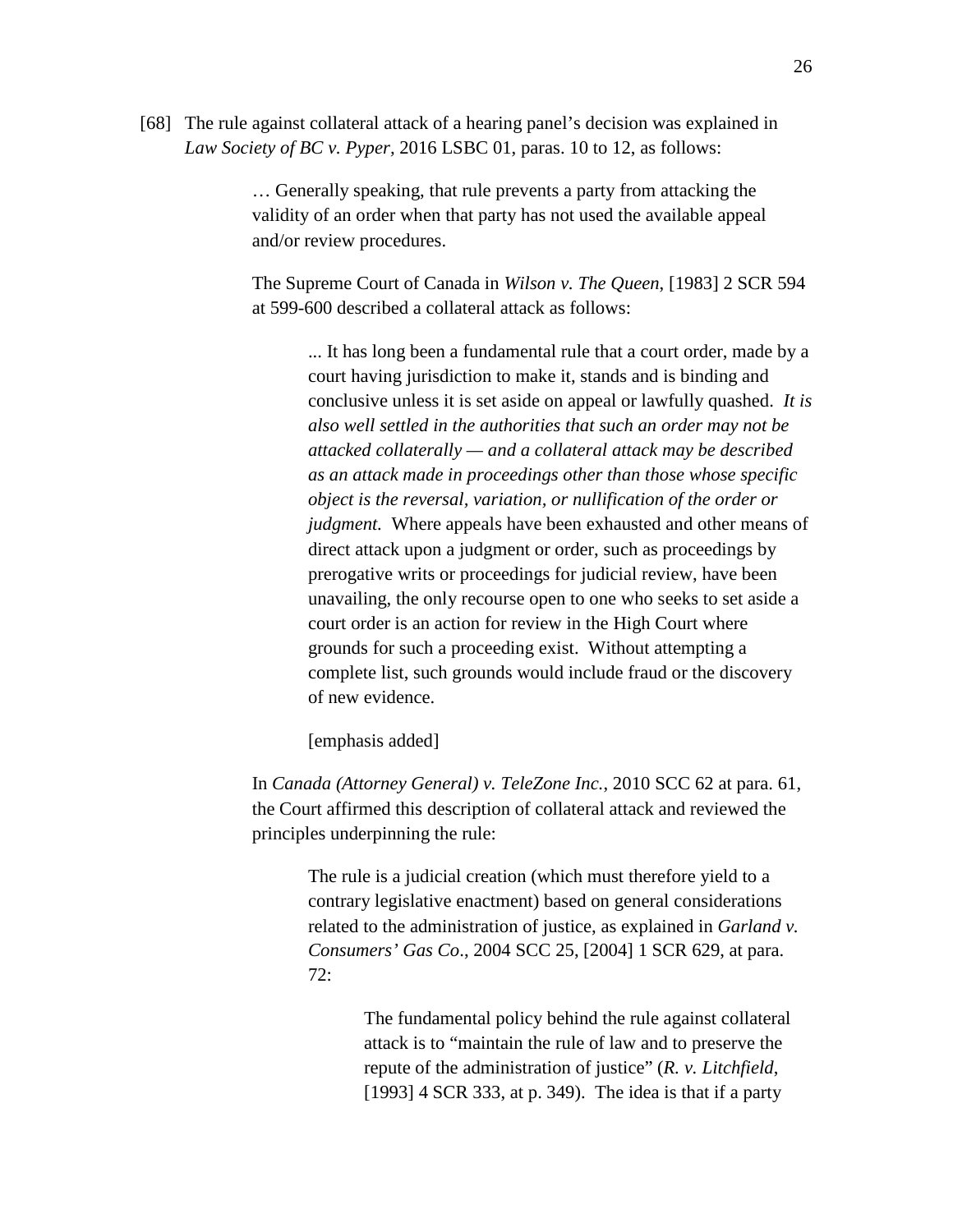[68] The rule against collateral attack of a hearing panel's decision was explained in *Law Society of BC v. Pyper*, 2016 LSBC 01, paras. 10 to 12, as follows:

> … Generally speaking, that rule prevents a party from attacking the validity of an order when that party has not used the available appeal and/or review procedures.
>
> The Supreme Court of Canada in *Wilson v. The Queen*, [1983] 2 SCR 594 at 599-600 described a collateral attack as follows:
>
>> ... It has long been a fundamental rule that a court order, made by a court having jurisdiction to make it, stands and is binding and conclusive unless it is set aside on appeal or lawfully quashed. *It is also well settled in the authorities that such an order may not be attacked collaterally — and a collateral attack may be described as an attack made in proceedings other than those whose specific object is the reversal, variation, or nullification of the order or judgment.* Where appeals have been exhausted and other means of direct attack upon a judgment or order, such as proceedings by prerogative writs or proceedings for judicial review, have been unavailing, the only recourse open to one who seeks to set aside a court order is an action for review in the High Court where grounds for such a proceeding exist. Without attempting a complete list, such grounds would include fraud or the discovery of new evidence.
>>
>> [emphasis added]
>
> In *Canada (Attorney General) v. TeleZone Inc.*, 2010 SCC 62 at para. 61, the Court affirmed this description of collateral attack and reviewed the principles underpinning the rule:
>
>> The rule is a judicial creation (which must therefore yield to a contrary legislative enactment) based on general considerations related to the administration of justice, as explained in *Garland v. Consumers' Gas Co*., 2004 SCC 25, [2004] 1 SCR 629, at para. 72:
>>
>>> The fundamental policy behind the rule against collateral attack is to "maintain the rule of law and to preserve the repute of the administration of justice" (*R. v. Litchfield*, [1993] 4 SCR 333, at p. 349). The idea is that if a party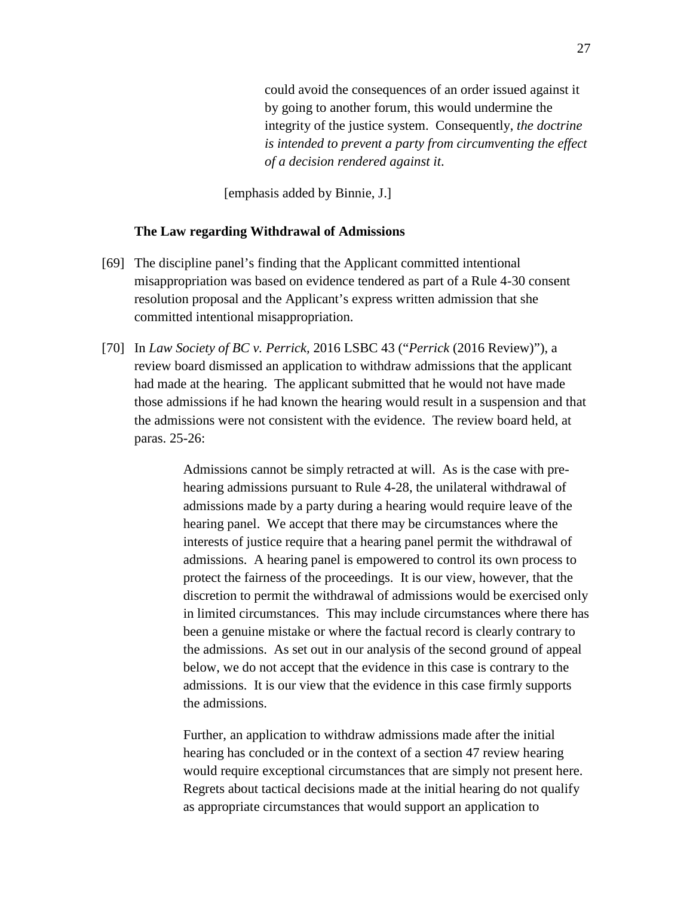> could avoid the consequences of an order issued against it by going to another forum, this would undermine the integrity of the justice system. Consequently, *the doctrine is intended to prevent a party from circumventing the effect of a decision rendered against it*.

[emphasis added by Binnie, J.]

**The Law regarding Withdrawal of Admissions**

[69] The discipline panel's finding that the Applicant committed intentional misappropriation was based on evidence tendered as part of a Rule 4-30 consent resolution proposal and the Applicant's express written admission that she committed intentional misappropriation.

[70] In *Law Society of BC v. Perrick*, 2016 LSBC 43 ("*Perrick* (2016 Review)"), a review board dismissed an application to withdraw admissions that the applicant had made at the hearing. The applicant submitted that he would not have made those admissions if he had known the hearing would result in a suspension and that the admissions were not consistent with the evidence. The review board held, at paras. 25-26:

> Admissions cannot be simply retracted at will. As is the case with pre-hearing admissions pursuant to Rule 4-28, the unilateral withdrawal of admissions made by a party during a hearing would require leave of the hearing panel. We accept that there may be circumstances where the interests of justice require that a hearing panel permit the withdrawal of admissions. A hearing panel is empowered to control its own process to protect the fairness of the proceedings. It is our view, however, that the discretion to permit the withdrawal of admissions would be exercised only in limited circumstances. This may include circumstances where there has been a genuine mistake or where the factual record is clearly contrary to the admissions. As set out in our analysis of the second ground of appeal below, we do not accept that the evidence in this case is contrary to the admissions. It is our view that the evidence in this case firmly supports the admissions.
>
> Further, an application to withdraw admissions made after the initial hearing has concluded or in the context of a section 47 review hearing would require exceptional circumstances that are simply not present here. Regrets about tactical decisions made at the initial hearing do not qualify as appropriate circumstances that would support an application to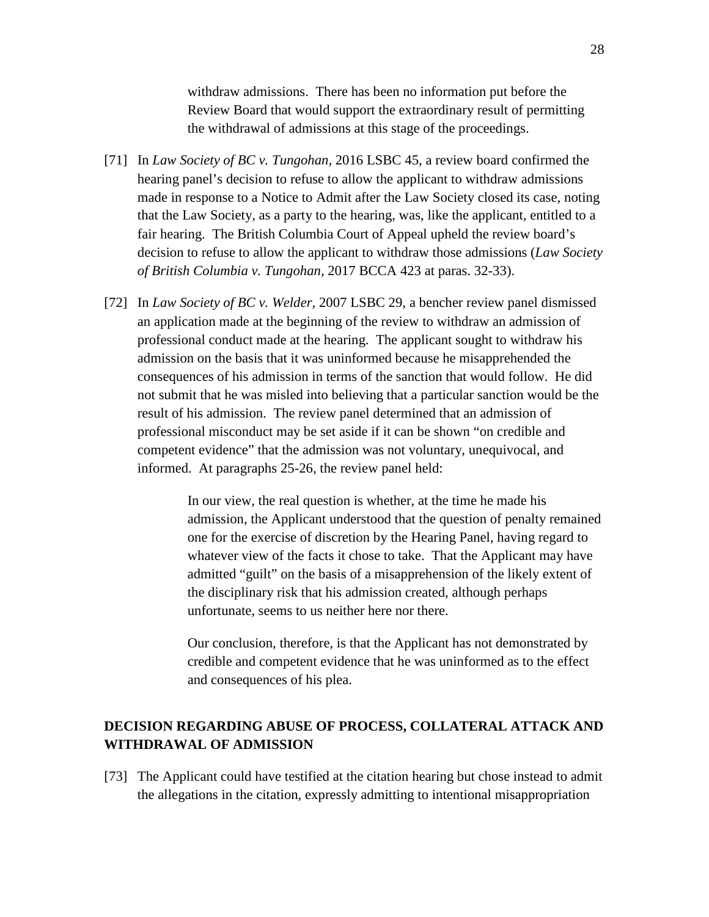> withdraw admissions. There has been no information put before the Review Board that would support the extraordinary result of permitting the withdrawal of admissions at this stage of the proceedings.

[71] In *Law Society of BC v. Tungohan,* 2016 LSBC 45, a review board confirmed the hearing panel's decision to refuse to allow the applicant to withdraw admissions made in response to a Notice to Admit after the Law Society closed its case, noting that the Law Society, as a party to the hearing, was, like the applicant, entitled to a fair hearing. The British Columbia Court of Appeal upheld the review board's decision to refuse to allow the applicant to withdraw those admissions (*Law Society of British Columbia v. Tungohan*, 2017 BCCA 423 at paras. 32-33).

[72] In *Law Society of BC v. Welder*, 2007 LSBC 29, a bencher review panel dismissed an application made at the beginning of the review to withdraw an admission of professional conduct made at the hearing. The applicant sought to withdraw his admission on the basis that it was uninformed because he misapprehended the consequences of his admission in terms of the sanction that would follow. He did not submit that he was misled into believing that a particular sanction would be the result of his admission. The review panel determined that an admission of professional misconduct may be set aside if it can be shown "on credible and competent evidence" that the admission was not voluntary, unequivocal, and informed. At paragraphs 25-26, the review panel held:

> In our view, the real question is whether, at the time he made his admission, the Applicant understood that the question of penalty remained one for the exercise of discretion by the Hearing Panel, having regard to whatever view of the facts it chose to take. That the Applicant may have admitted "guilt" on the basis of a misapprehension of the likely extent of the disciplinary risk that his admission created, although perhaps unfortunate, seems to us neither here nor there.
>
> Our conclusion, therefore, is that the Applicant has not demonstrated by credible and competent evidence that he was uninformed as to the effect and consequences of his plea.

## DECISION REGARDING ABUSE OF PROCESS, COLLATERAL ATTACK AND WITHDRAWAL OF ADMISSION

[73] The Applicant could have testified at the citation hearing but chose instead to admit the allegations in the citation, expressly admitting to intentional misappropriation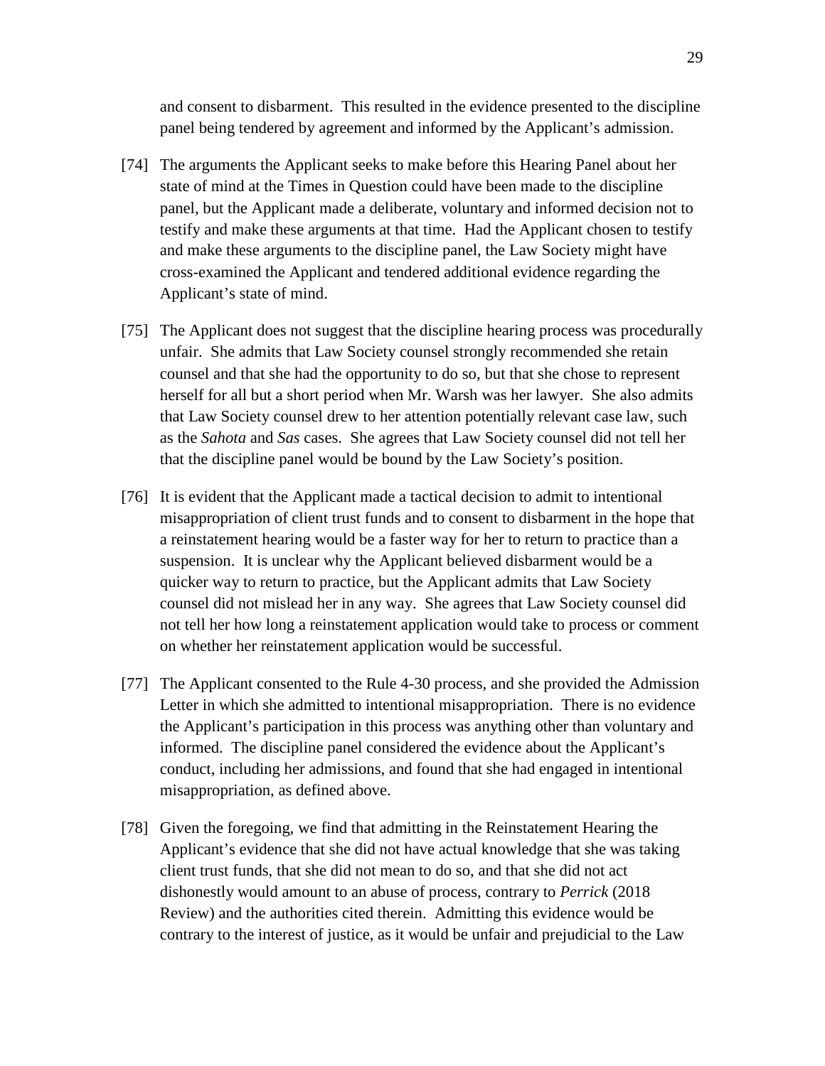and consent to disbarment. This resulted in the evidence presented to the discipline panel being tendered by agreement and informed by the Applicant's admission.

[74] The arguments the Applicant seeks to make before this Hearing Panel about her state of mind at the Times in Question could have been made to the discipline panel, but the Applicant made a deliberate, voluntary and informed decision not to testify and make these arguments at that time. Had the Applicant chosen to testify and make these arguments to the discipline panel, the Law Society might have cross-examined the Applicant and tendered additional evidence regarding the Applicant's state of mind.

[75] The Applicant does not suggest that the discipline hearing process was procedurally unfair. She admits that Law Society counsel strongly recommended she retain counsel and that she had the opportunity to do so, but that she chose to represent herself for all but a short period when Mr. Warsh was her lawyer. She also admits that Law Society counsel drew to her attention potentially relevant case law, such as the *Sahota* and *Sas* cases. She agrees that Law Society counsel did not tell her that the discipline panel would be bound by the Law Society's position.

[76] It is evident that the Applicant made a tactical decision to admit to intentional misappropriation of client trust funds and to consent to disbarment in the hope that a reinstatement hearing would be a faster way for her to return to practice than a suspension. It is unclear why the Applicant believed disbarment would be a quicker way to return to practice, but the Applicant admits that Law Society counsel did not mislead her in any way. She agrees that Law Society counsel did not tell her how long a reinstatement application would take to process or comment on whether her reinstatement application would be successful.

[77] The Applicant consented to the Rule 4-30 process, and she provided the Admission Letter in which she admitted to intentional misappropriation. There is no evidence the Applicant's participation in this process was anything other than voluntary and informed. The discipline panel considered the evidence about the Applicant's conduct, including her admissions, and found that she had engaged in intentional misappropriation, as defined above.

[78] Given the foregoing, we find that admitting in the Reinstatement Hearing the Applicant's evidence that she did not have actual knowledge that she was taking client trust funds, that she did not mean to do so, and that she did not act dishonestly would amount to an abuse of process, contrary to *Perrick* (2018 Review) and the authorities cited therein. Admitting this evidence would be contrary to the interest of justice, as it would be unfair and prejudicial to the Law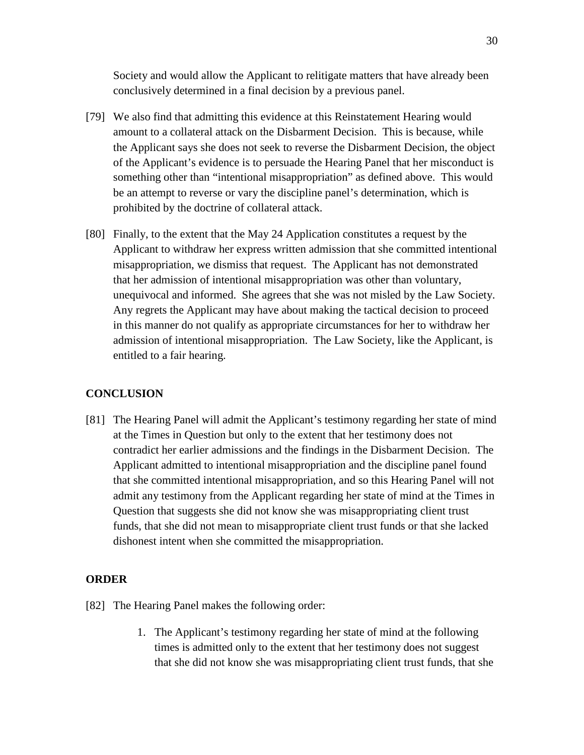Society and would allow the Applicant to relitigate matters that have already been conclusively determined in a final decision by a previous panel.

[79] We also find that admitting this evidence at this Reinstatement Hearing would amount to a collateral attack on the Disbarment Decision. This is because, while the Applicant says she does not seek to reverse the Disbarment Decision, the object of the Applicant's evidence is to persuade the Hearing Panel that her misconduct is something other than "intentional misappropriation" as defined above. This would be an attempt to reverse or vary the discipline panel's determination, which is prohibited by the doctrine of collateral attack.

[80] Finally, to the extent that the May 24 Application constitutes a request by the Applicant to withdraw her express written admission that she committed intentional misappropriation, we dismiss that request. The Applicant has not demonstrated that her admission of intentional misappropriation was other than voluntary, unequivocal and informed. She agrees that she was not misled by the Law Society. Any regrets the Applicant may have about making the tactical decision to proceed in this manner do not qualify as appropriate circumstances for her to withdraw her admission of intentional misappropriation. The Law Society, like the Applicant, is entitled to a fair hearing.

## CONCLUSION

[81] The Hearing Panel will admit the Applicant's testimony regarding her state of mind at the Times in Question but only to the extent that her testimony does not contradict her earlier admissions and the findings in the Disbarment Decision. The Applicant admitted to intentional misappropriation and the discipline panel found that she committed intentional misappropriation, and so this Hearing Panel will not admit any testimony from the Applicant regarding her state of mind at the Times in Question that suggests she did not know she was misappropriating client trust funds, that she did not mean to misappropriate client trust funds or that she lacked dishonest intent when she committed the misappropriation.

## ORDER

[82] The Hearing Panel makes the following order:

1. The Applicant's testimony regarding her state of mind at the following times is admitted only to the extent that her testimony does not suggest that she did not know she was misappropriating client trust funds, that she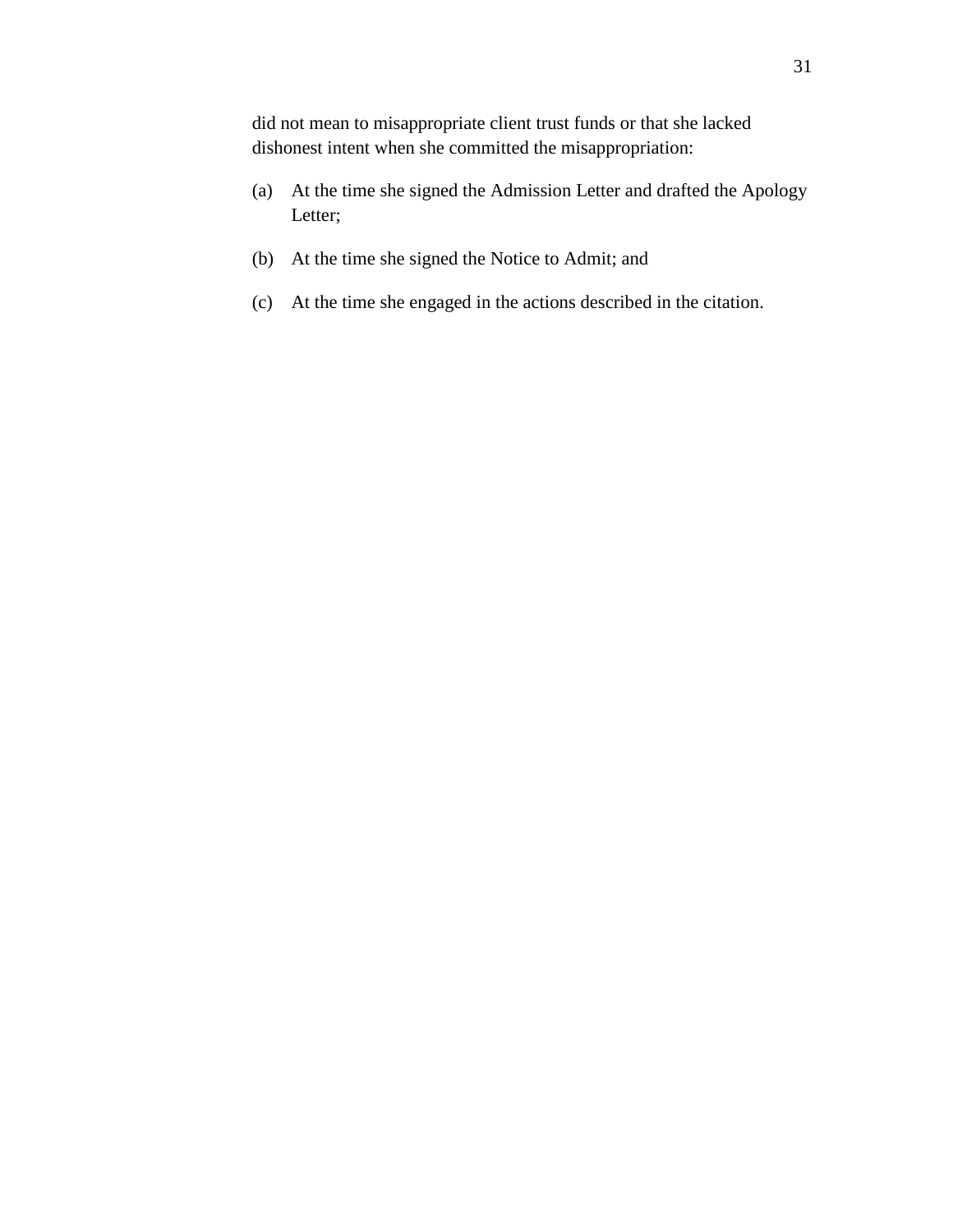did not mean to misappropriate client trust funds or that she lacked dishonest intent when she committed the misappropriation:

(a) At the time she signed the Admission Letter and drafted the Apology Letter;

(b) At the time she signed the Notice to Admit; and

(c) At the time she engaged in the actions described in the citation.